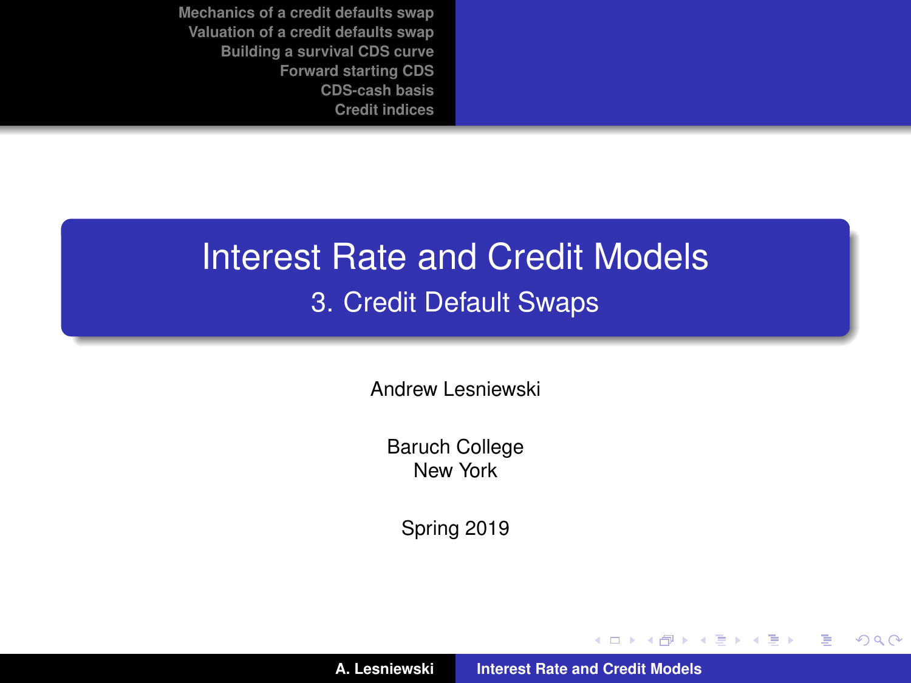# Interest Rate and Credit Models

## 3. Credit Default Swaps

Andrew Lesniewski

Baruch College
New York

Spring 2019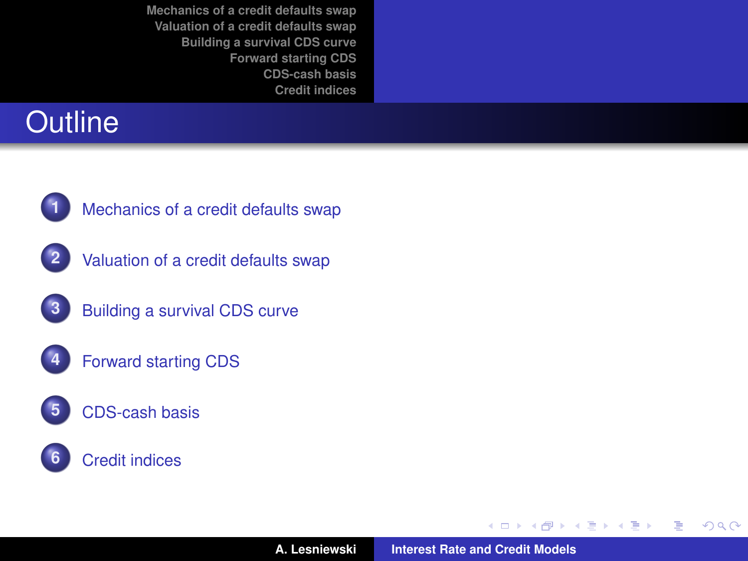# Outline

1. Mechanics of a credit defaults swap
2. Valuation of a credit defaults swap
3. Building a survival CDS curve
4. Forward starting CDS
5. CDS-cash basis
6. Credit indices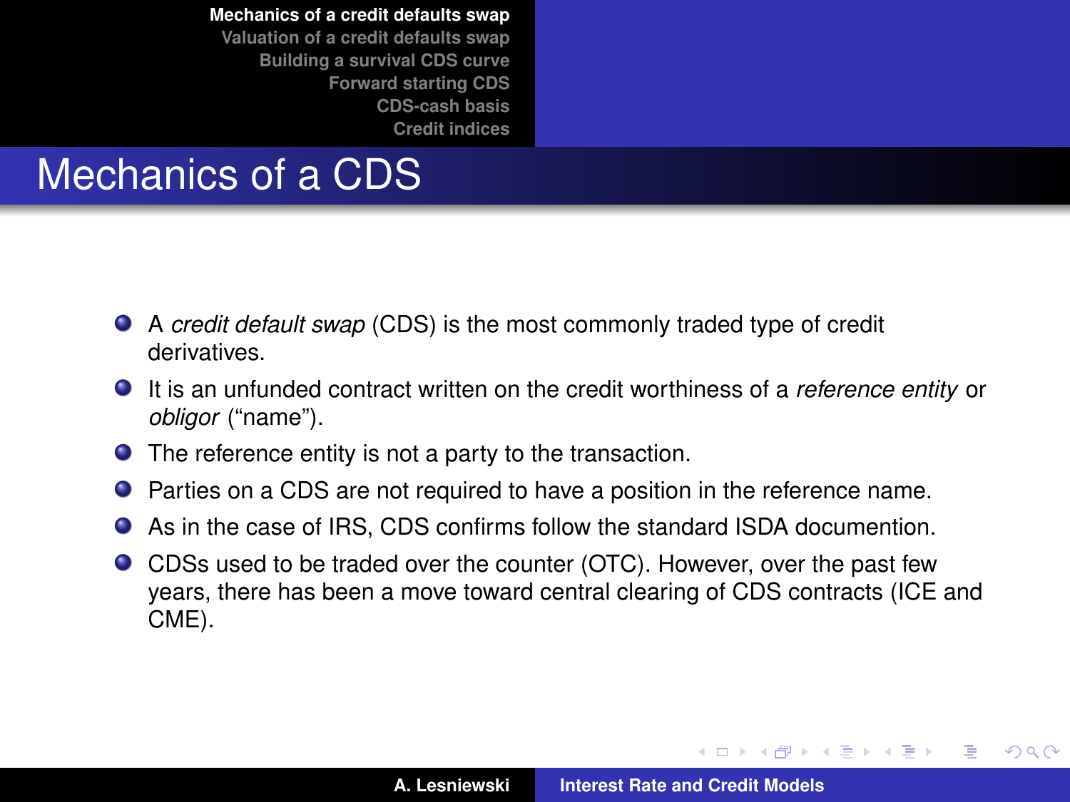# Mechanics of a CDS

- A *credit default swap* (CDS) is the most commonly traded type of credit derivatives.
- It is an unfunded contract written on the credit worthiness of a *reference entity* or *obligor* ("name").
- The reference entity is not a party to the transaction.
- Parties on a CDS are not required to have a position in the reference name.
- As in the case of IRS, CDS confirms follow the standard ISDA documention.
- CDSs used to be traded over the counter (OTC). However, over the past few years, there has been a move toward central clearing of CDS contracts (ICE and CME).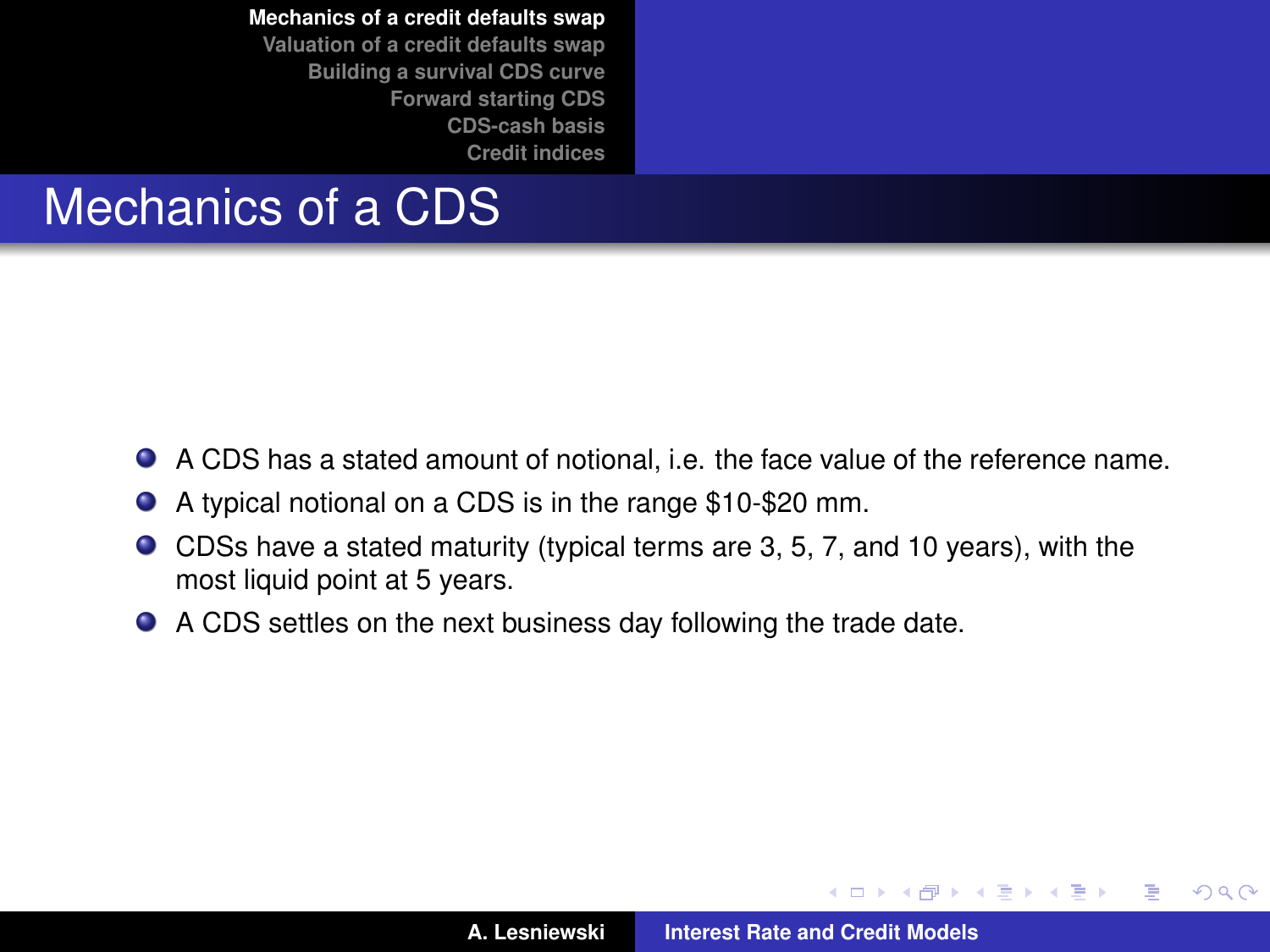# Mechanics of a CDS

- A CDS has a stated amount of notional, i.e. the face value of the reference name.
- A typical notional on a CDS is in the range \$10-\$20 mm.
- CDSs have a stated maturity (typical terms are 3, 5, 7, and 10 years), with the most liquid point at 5 years.
- A CDS settles on the next business day following the trade date.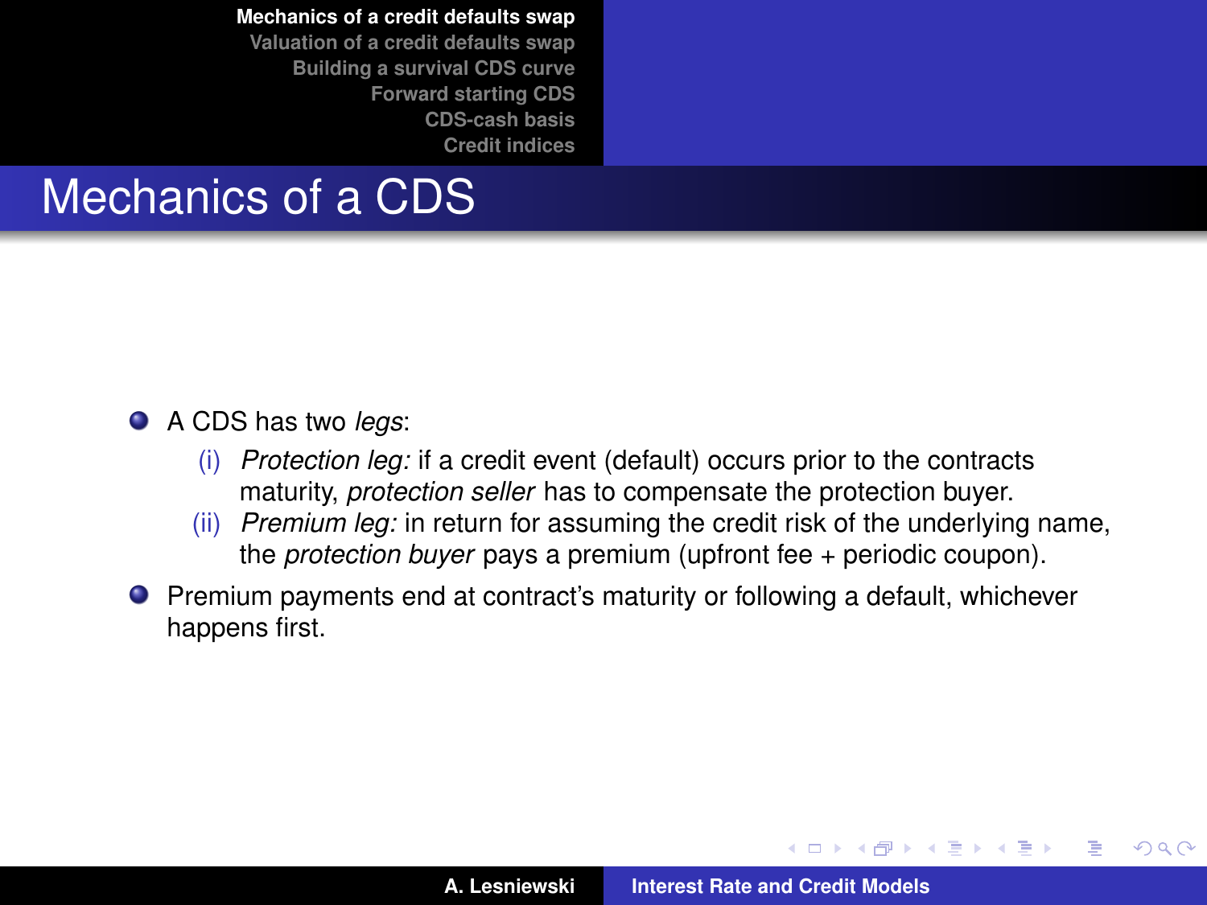# Mechanics of a CDS

- A CDS has two *legs*:
  - (i) *Protection leg:* if a credit event (default) occurs prior to the contracts maturity, *protection seller* has to compensate the protection buyer.
  - (ii) *Premium leg:* in return for assuming the credit risk of the underlying name, the *protection buyer* pays a premium (upfront fee + periodic coupon).
- Premium payments end at contract's maturity or following a default, whichever happens first.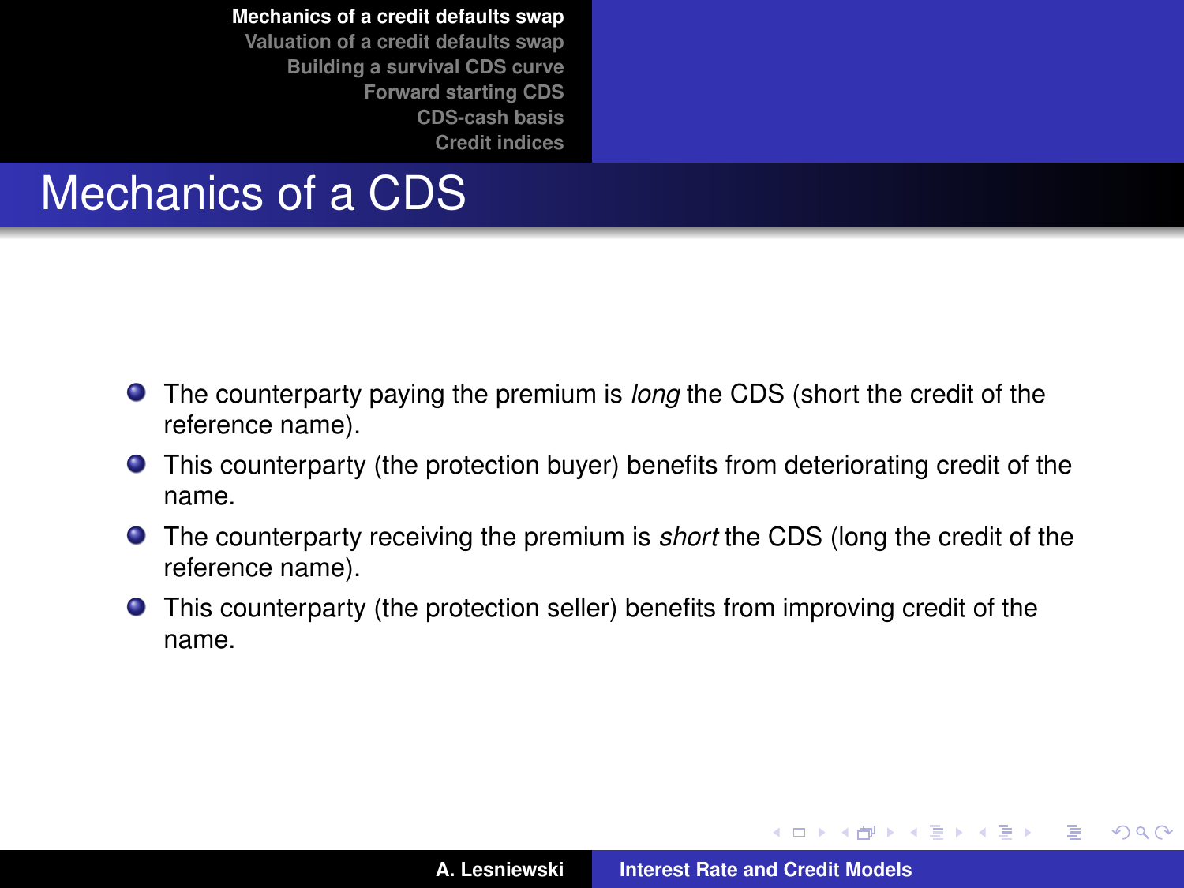# Mechanics of a CDS

- The counterparty paying the premium is *long* the CDS (short the credit of the reference name).
- This counterparty (the protection buyer) benefits from deteriorating credit of the name.
- The counterparty receiving the premium is *short* the CDS (long the credit of the reference name).
- This counterparty (the protection seller) benefits from improving credit of the name.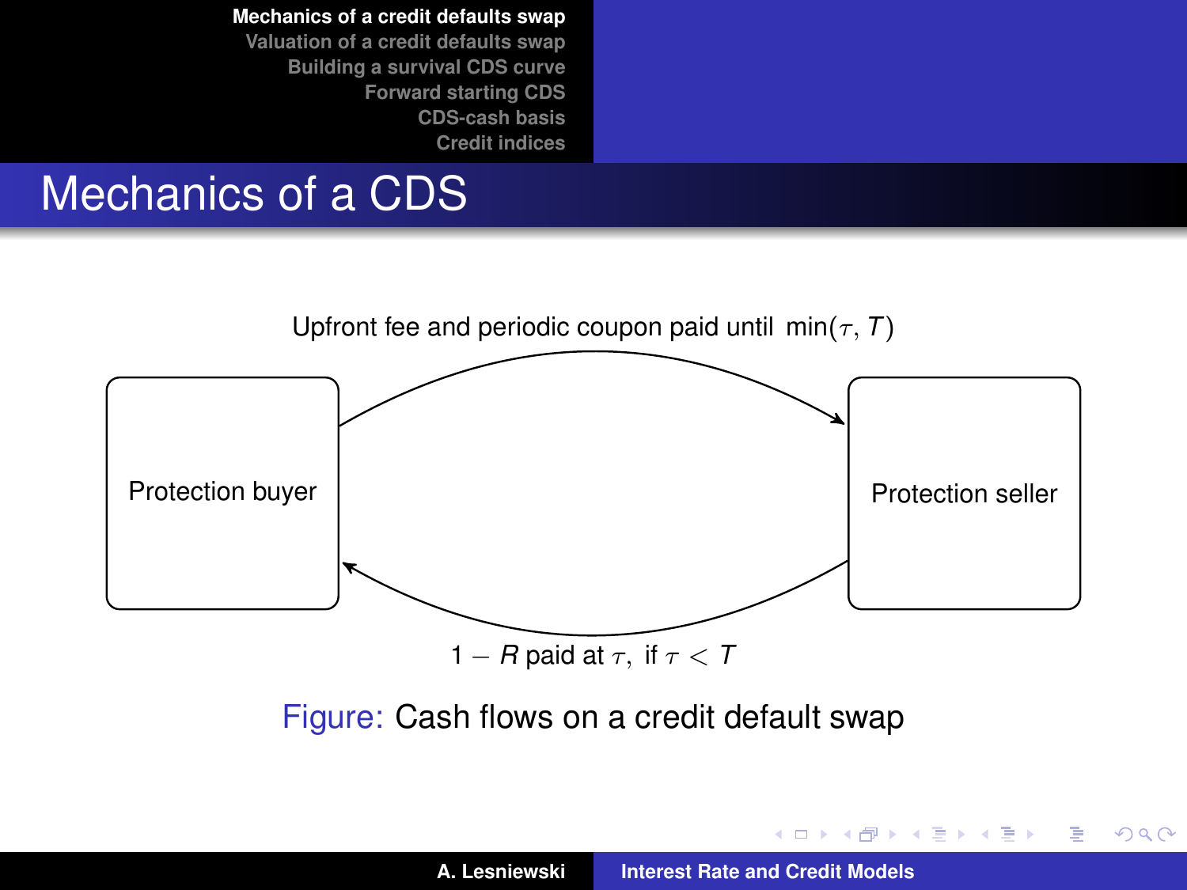# Mechanics of a CDS

Upfront fee and periodic coupon paid until $\min(\tau, T)$

Protection buyer

Protection seller

$1 - R$ paid at $\tau$, if $\tau < T$

Figure: Cash flows on a credit default swap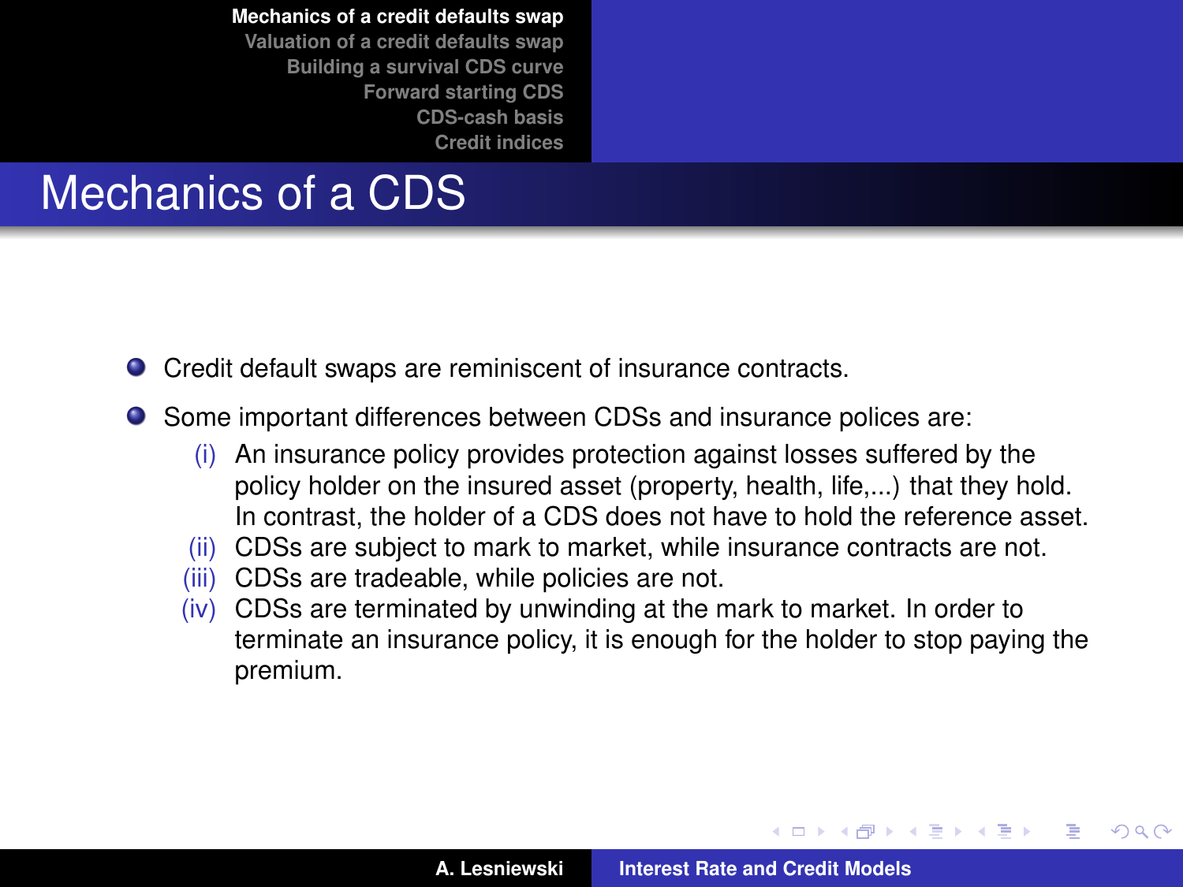# Mechanics of a CDS

- Credit default swaps are reminiscent of insurance contracts.
- Some important differences between CDSs and insurance polices are:
  - (i) An insurance policy provides protection against losses suffered by the policy holder on the insured asset (property, health, life,...) that they hold. In contrast, the holder of a CDS does not have to hold the reference asset.
  - (ii) CDSs are subject to mark to market, while insurance contracts are not.
  - (iii) CDSs are tradeable, while policies are not.
  - (iv) CDSs are terminated by unwinding at the mark to market. In order to terminate an insurance policy, it is enough for the holder to stop paying the premium.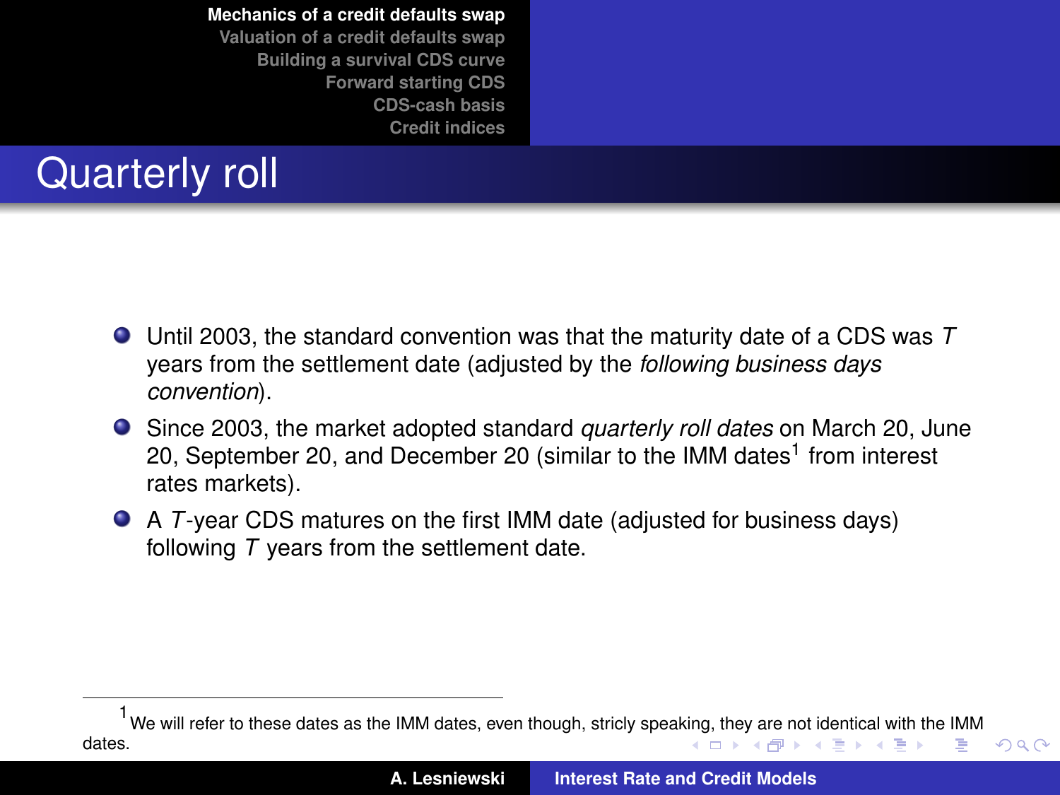# Quarterly roll

- Until 2003, the standard convention was that the maturity date of a CDS was $T$ years from the settlement date (adjusted by the *following business days convention*).
- Since 2003, the market adopted standard *quarterly roll dates* on March 20, June 20, September 20, and December 20 (similar to the IMM dates[1] from interest rates markets).
- A $T$-year CDS matures on the first IMM date (adjusted for business days) following $T$ years from the settlement date.

[1] We will refer to these dates as the IMM dates, even though, stricly speaking, they are not identical with the IMM dates.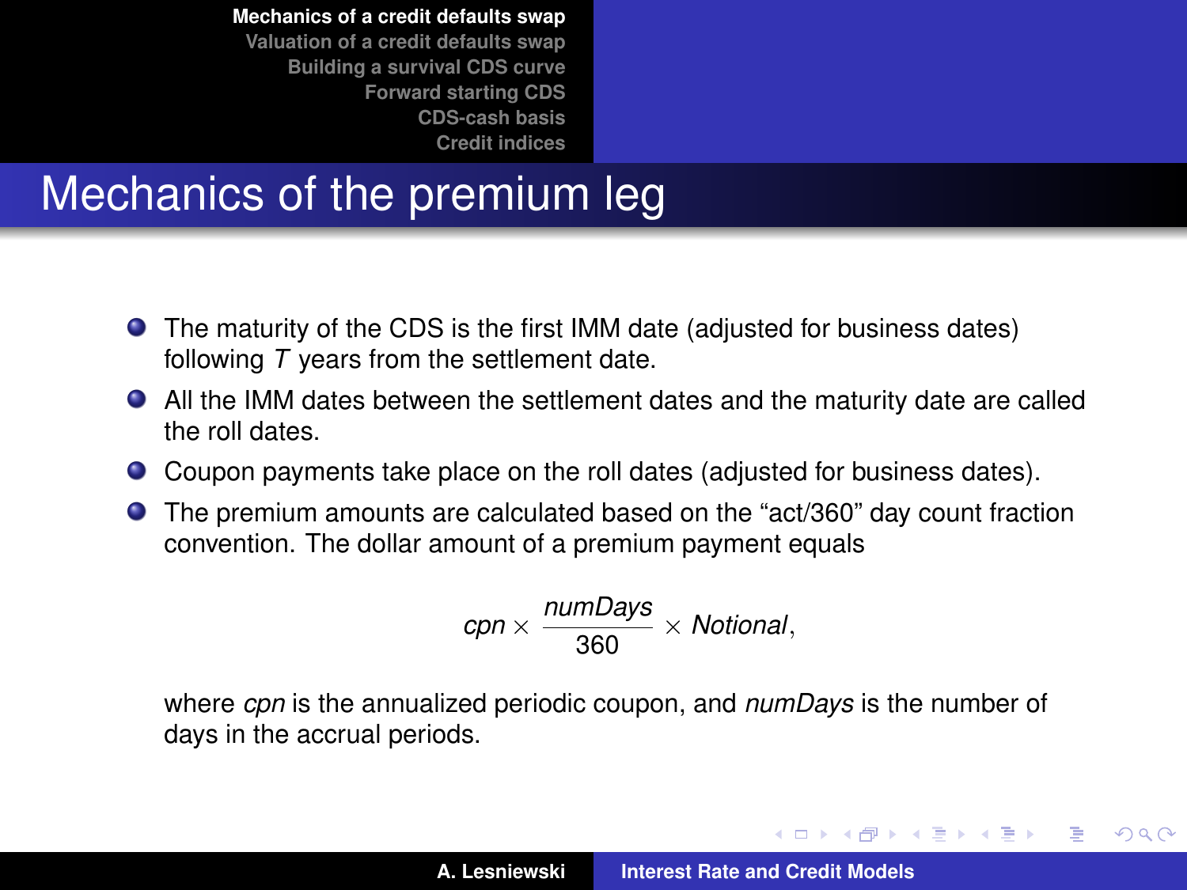# Mechanics of the premium leg

- The maturity of the CDS is the first IMM date (adjusted for business dates) following $T$ years from the settlement date.
- All the IMM dates between the settlement dates and the maturity date are called the roll dates.
- Coupon payments take place on the roll dates (adjusted for business dates).
- The premium amounts are calculated based on the "act/360" day count fraction convention. The dollar amount of a premium payment equals

  $$cpn \times \frac{numDays}{360} \times Notional,$$

  where *cpn* is the annualized periodic coupon, and *numDays* is the number of days in the accrual periods.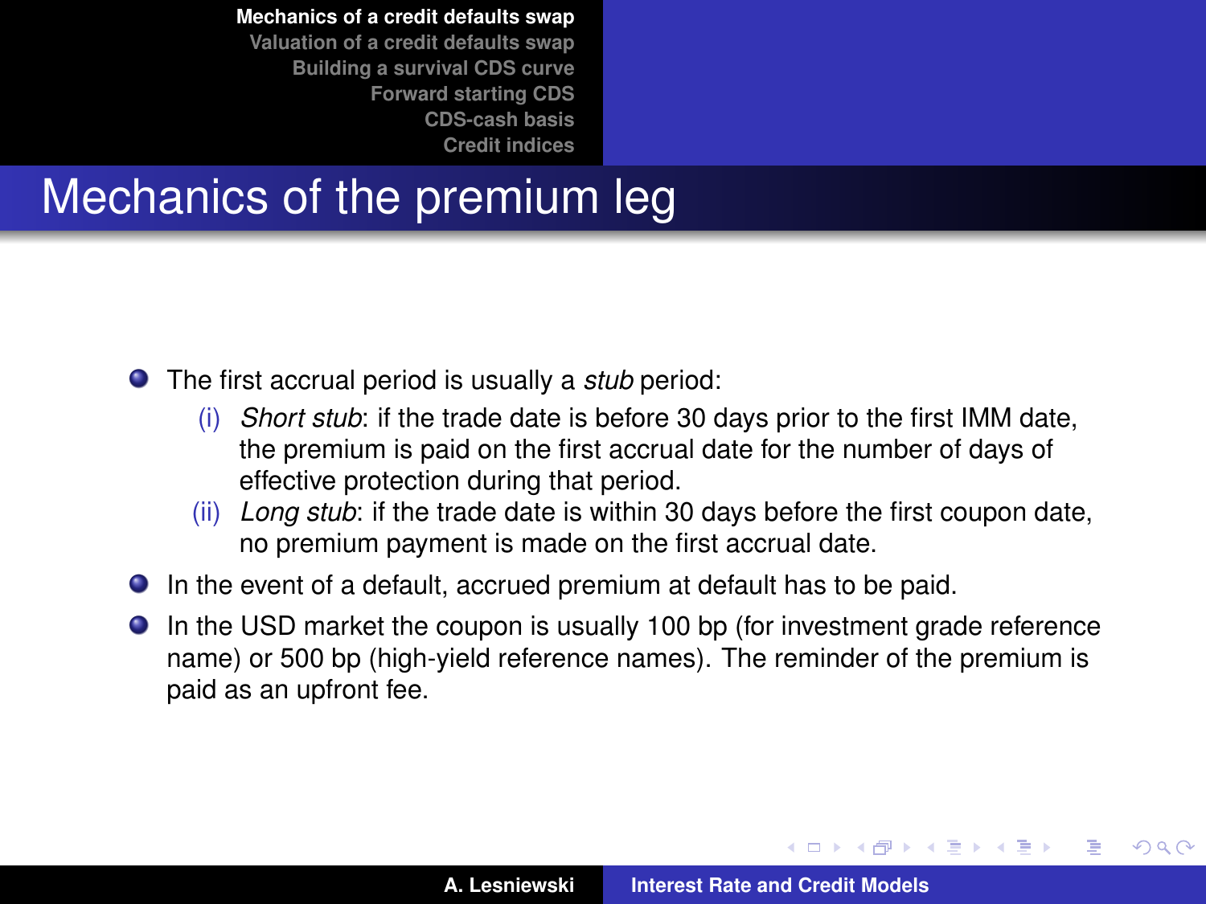# Mechanics of the premium leg

- The first accrual period is usually a *stub* period:
  - (i) *Short stub*: if the trade date is before 30 days prior to the first IMM date, the premium is paid on the first accrual date for the number of days of effective protection during that period.
  - (ii) *Long stub*: if the trade date is within 30 days before the first coupon date, no premium payment is made on the first accrual date.
- In the event of a default, accrued premium at default has to be paid.
- In the USD market the coupon is usually 100 bp (for investment grade reference name) or 500 bp (high-yield reference names). The reminder of the premium is paid as an upfront fee.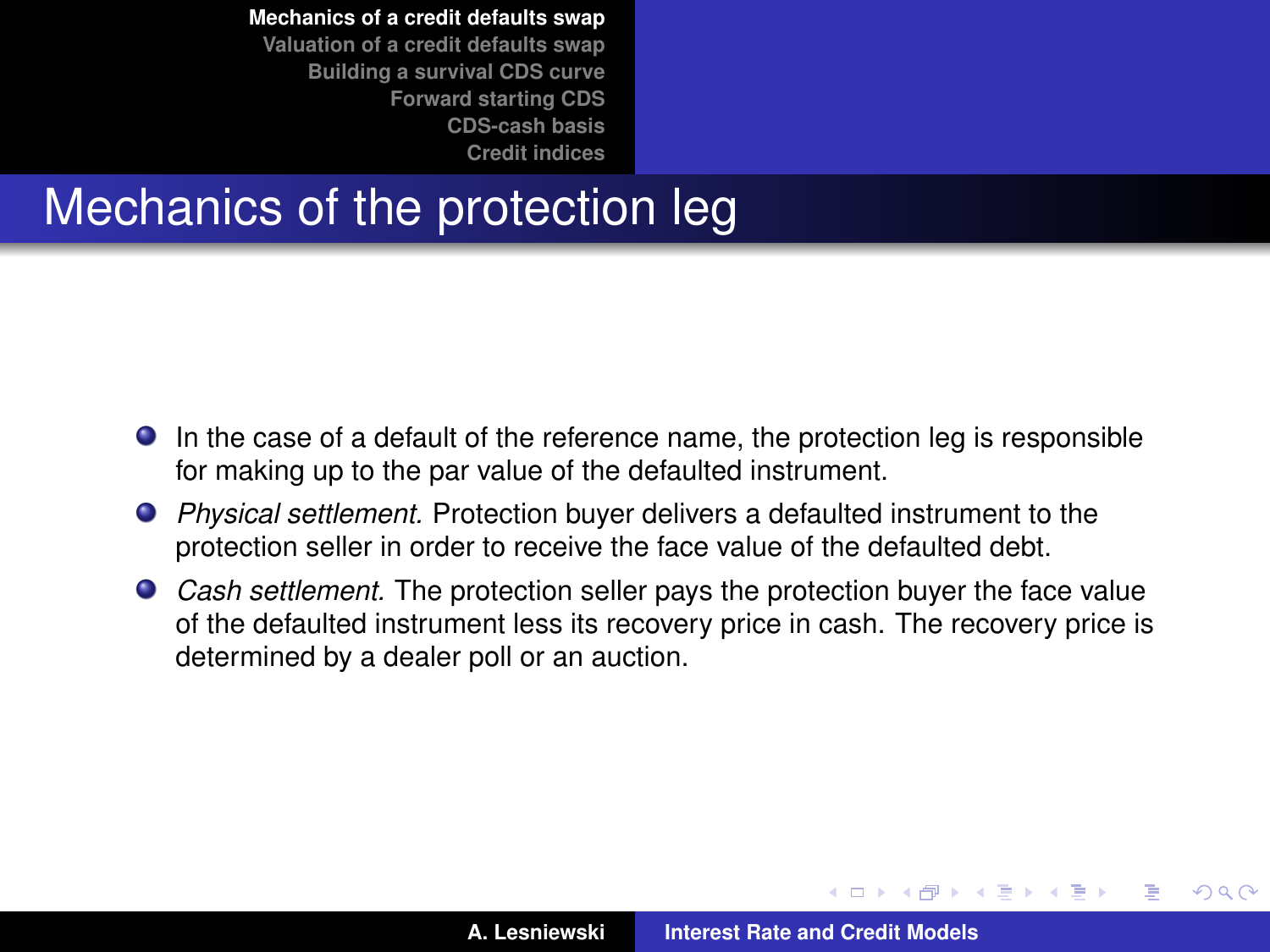# Mechanics of the protection leg

- In the case of a default of the reference name, the protection leg is responsible for making up to the par value of the defaulted instrument.
- *Physical settlement.* Protection buyer delivers a defaulted instrument to the protection seller in order to receive the face value of the defaulted debt.
- *Cash settlement.* The protection seller pays the protection buyer the face value of the defaulted instrument less its recovery price in cash. The recovery price is determined by a dealer poll or an auction.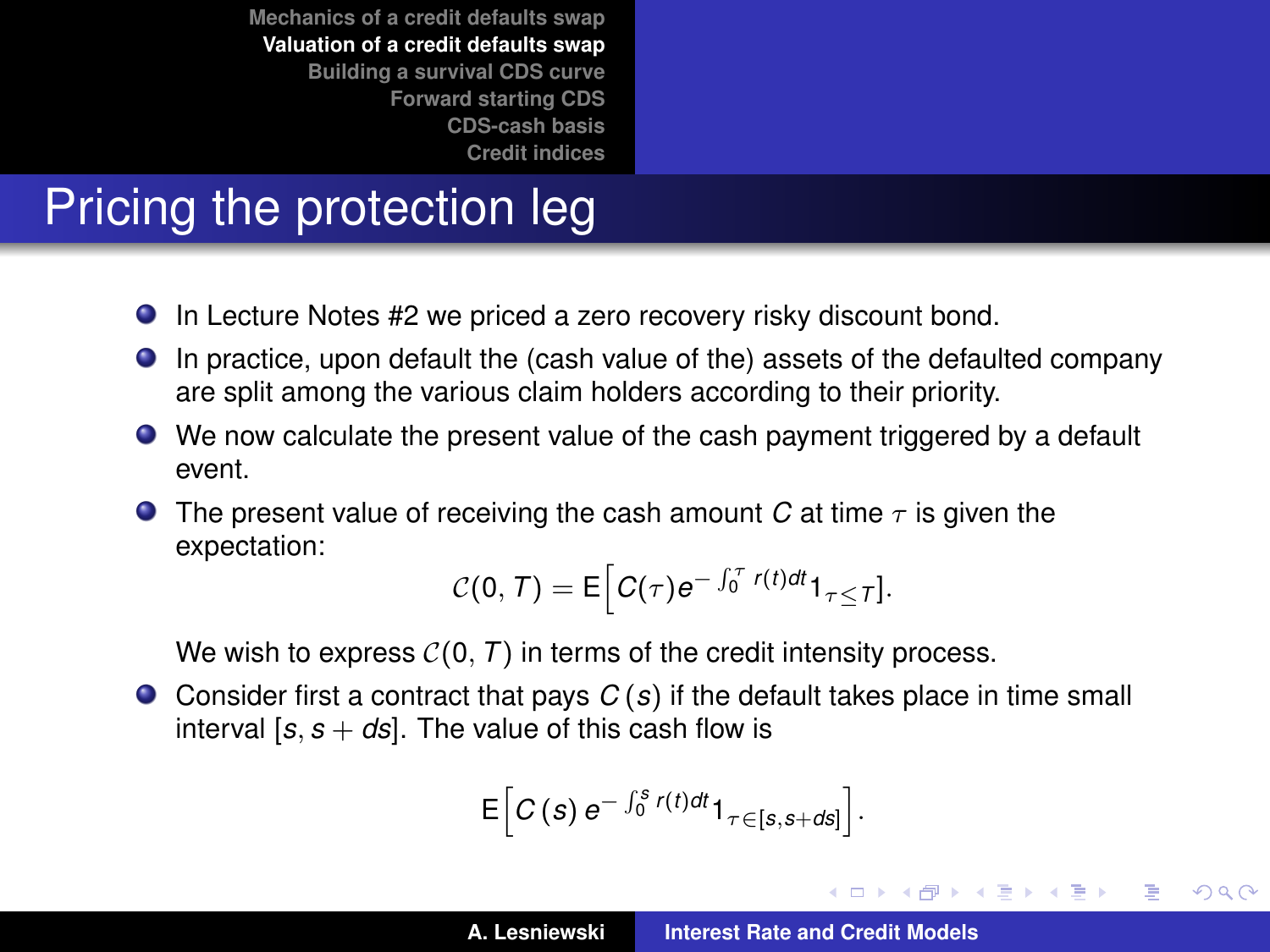# Pricing the protection leg

- In Lecture Notes #2 we priced a zero recovery risky discount bond.
- In practice, upon default the (cash value of the) assets of the defaulted company are split among the various claim holders according to their priority.
- We now calculate the present value of the cash payment triggered by a default event.
- The present value of receiving the cash amount $C$ at time $\tau$ is given the expectation:

$$\mathcal{C}(0, T) = \mathrm{E}\Big[C(\tau)e^{-\int_0^\tau r(t)dt}1_{\tau \leq T}\Big].$$

  We wish to express $\mathcal{C}(0, T)$ in terms of the credit intensity process.
- Consider first a contract that pays $C(s)$ if the default takes place in time small interval $[s, s + ds]$. The value of this cash flow is

$$\mathrm{E}\Big[C(s)\, e^{-\int_0^s r(t)dt}1_{\tau \in [s, s+ds]}\Big].$$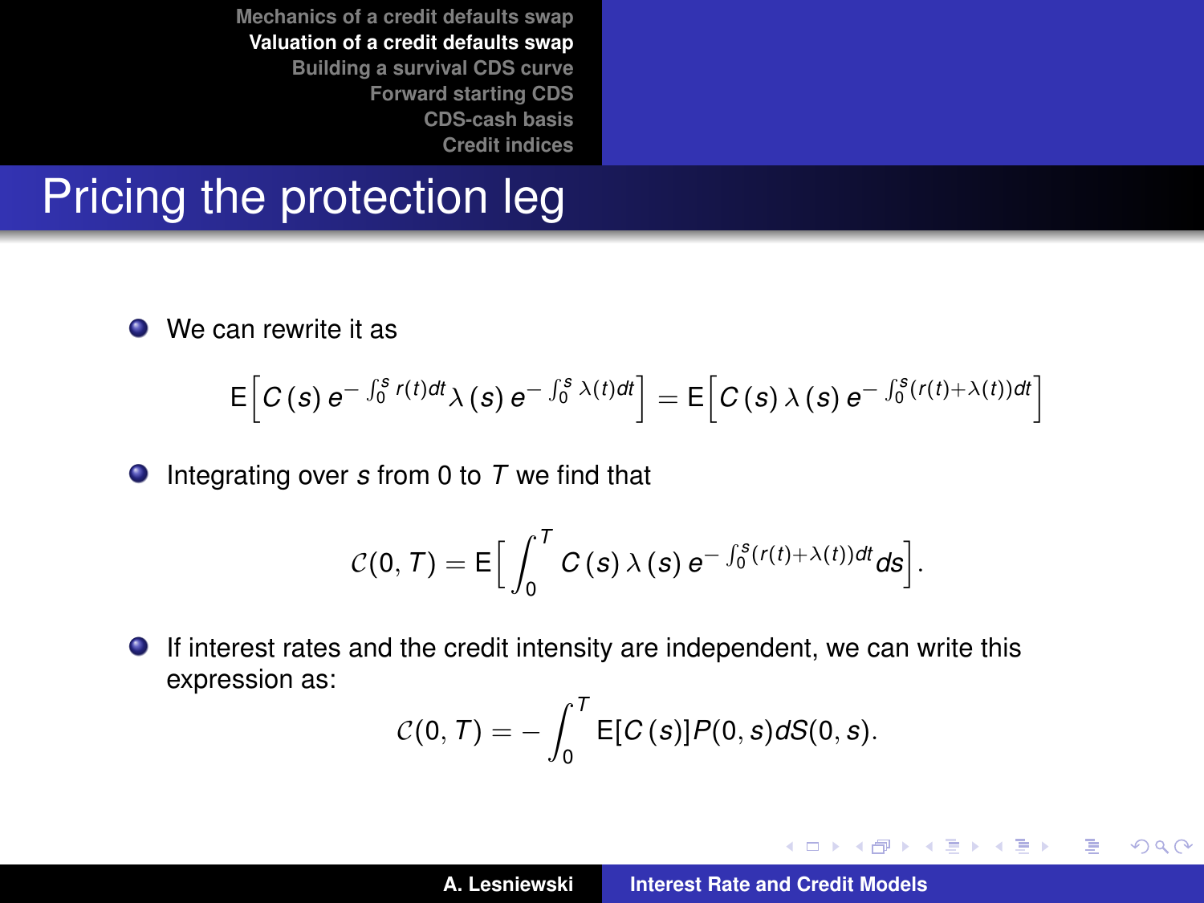# Pricing the protection leg

- We can rewrite it as

$$\mathrm{E}\Big[C(s)\, e^{-\int_0^s r(t)dt} \lambda(s)\, e^{-\int_0^s \lambda(t)dt}\Big] = \mathrm{E}\Big[C(s)\, \lambda(s)\, e^{-\int_0^s (r(t)+\lambda(t))dt}\Big]$$

- Integrating over $s$ from 0 to $T$ we find that

$$\mathcal{C}(0,T) = \mathrm{E}\Big[\int_0^T C(s)\, \lambda(s)\, e^{-\int_0^s (r(t)+\lambda(t))dt} ds\Big].$$

- If interest rates and the credit intensity are independent, we can write this expression as:

$$\mathcal{C}(0,T) = -\int_0^T \mathrm{E}[C(s)] P(0,s) dS(0,s).$$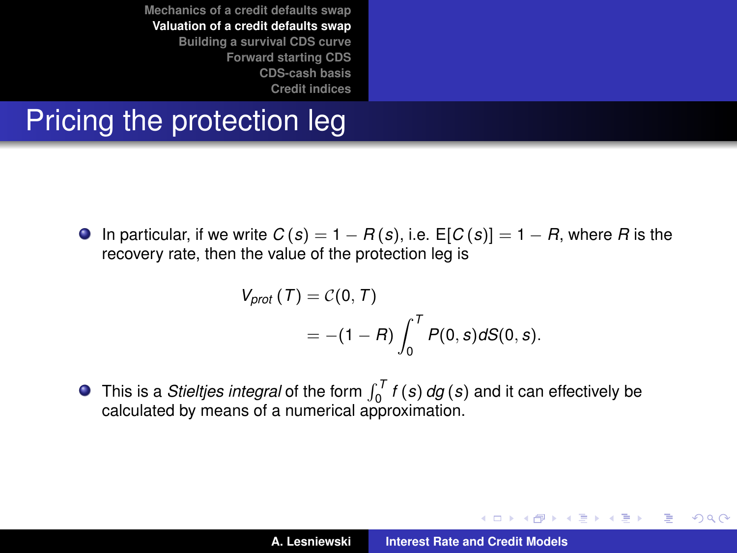# Pricing the protection leg

- In particular, if we write $C(s) = 1 - R(s)$, i.e. $\mathrm{E}[C(s)] = 1 - R$, where $R$ is the recovery rate, then the value of the protection leg is

$$
\begin{aligned}
V_{prot}(T) &= \mathcal{C}(0, T) \\
&= -(1 - R) \int_0^T P(0, s) dS(0, s).
\end{aligned}
$$

- This is a *Stieltjes integral* of the form $\int_0^T f(s)\, dg(s)$ and it can effectively be calculated by means of a numerical approximation.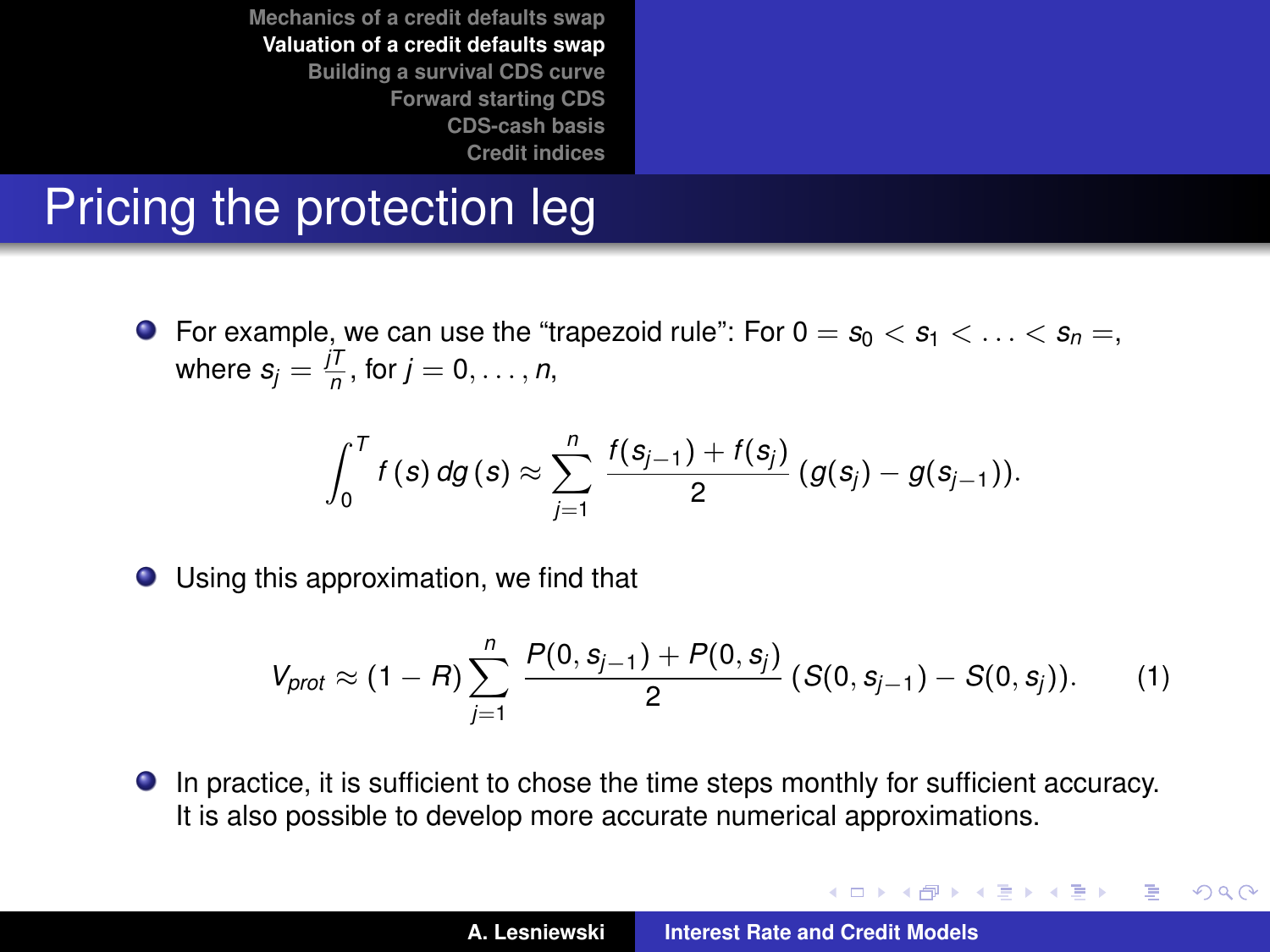# Pricing the protection leg

- For example, we can use the "trapezoid rule": For $0 = s_0 < s_1 < \ldots < s_n =$, where $s_j = \frac{jT}{n}$, for $j = 0, \ldots, n$,

$$\int_0^T f(s)\, dg(s) \approx \sum_{j=1}^{n} \frac{f(s_{j-1}) + f(s_j)}{2} \left(g(s_j) - g(s_{j-1})\right).$$

- Using this approximation, we find that

$$V_{prot} \approx (1 - R) \sum_{j=1}^{n} \frac{P(0, s_{j-1}) + P(0, s_j)}{2} \left(S(0, s_{j-1}) - S(0, s_j)\right). \tag{1}$$

- In practice, it is sufficient to chose the time steps monthly for sufficient accuracy. It is also possible to develop more accurate numerical approximations.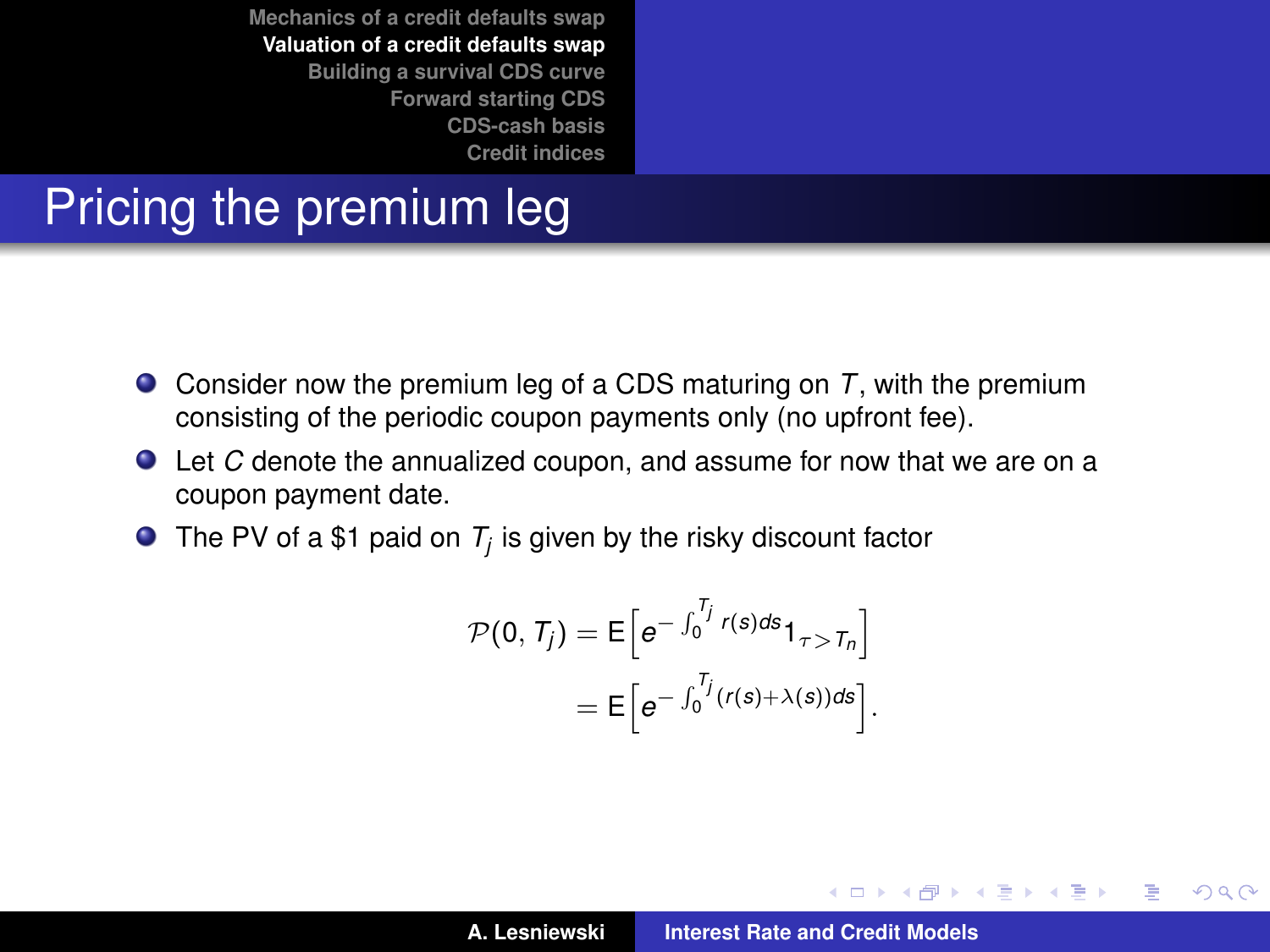# Pricing the premium leg

- Consider now the premium leg of a CDS maturing on $T$, with the premium consisting of the periodic coupon payments only (no upfront fee).
- Let $C$ denote the annualized coupon, and assume for now that we are on a coupon payment date.
- The PV of a \$1 paid on $T_j$ is given by the risky discount factor

$$
\begin{aligned}
\mathcal{P}(0, T_j) &= \mathsf{E}\Big[e^{-\int_0^{T_j} r(s)ds} 1_{\tau > T_n}\Big] \\
&= \mathsf{E}\Big[e^{-\int_0^{T_j} (r(s)+\lambda(s))ds}\Big].
\end{aligned}
$$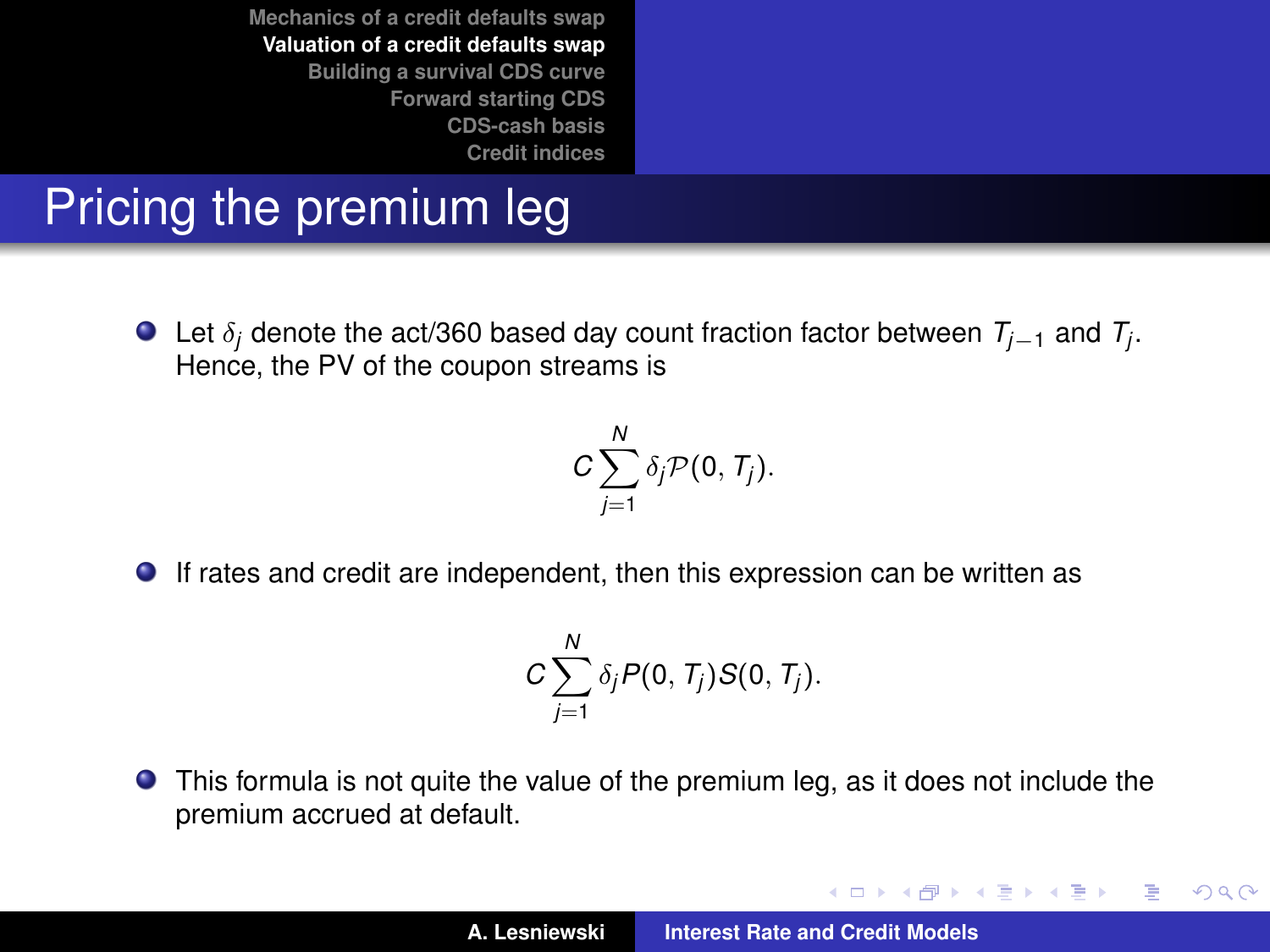# Pricing the premium leg

- Let $\delta_j$ denote the act/360 based day count fraction factor between $T_{j-1}$ and $T_j$. Hence, the PV of the coupon streams is

$$C \sum_{j=1}^{N} \delta_j \mathcal{P}(0, T_j).$$

- If rates and credit are independent, then this expression can be written as

$$C \sum_{j=1}^{N} \delta_j P(0, T_j) S(0, T_j).$$

- This formula is not quite the value of the premium leg, as it does not include the premium accrued at default.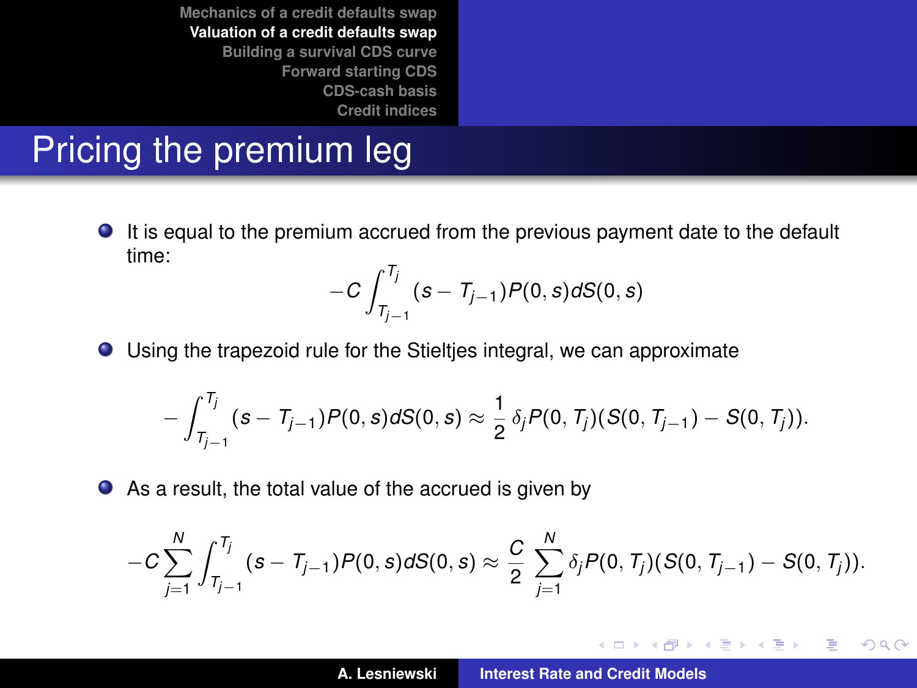# Pricing the premium leg

- It is equal to the premium accrued from the previous payment date to the default time:

$$-C \int_{T_{j-1}}^{T_j} (s - T_{j-1}) P(0, s) dS(0, s)$$

- Using the trapezoid rule for the Stieltjes integral, we can approximate

$$-\int_{T_{j-1}}^{T_j} (s - T_{j-1}) P(0, s) dS(0, s) \approx \frac{1}{2}\, \delta_j P(0, T_j)(S(0, T_{j-1}) - S(0, T_j)).$$

- As a result, the total value of the accrued is given by

$$-C \sum_{j=1}^{N} \int_{T_{j-1}}^{T_j} (s - T_{j-1}) P(0, s) dS(0, s) \approx \frac{C}{2} \sum_{j=1}^{N} \delta_j P(0, T_j)(S(0, T_{j-1}) - S(0, T_j)).$$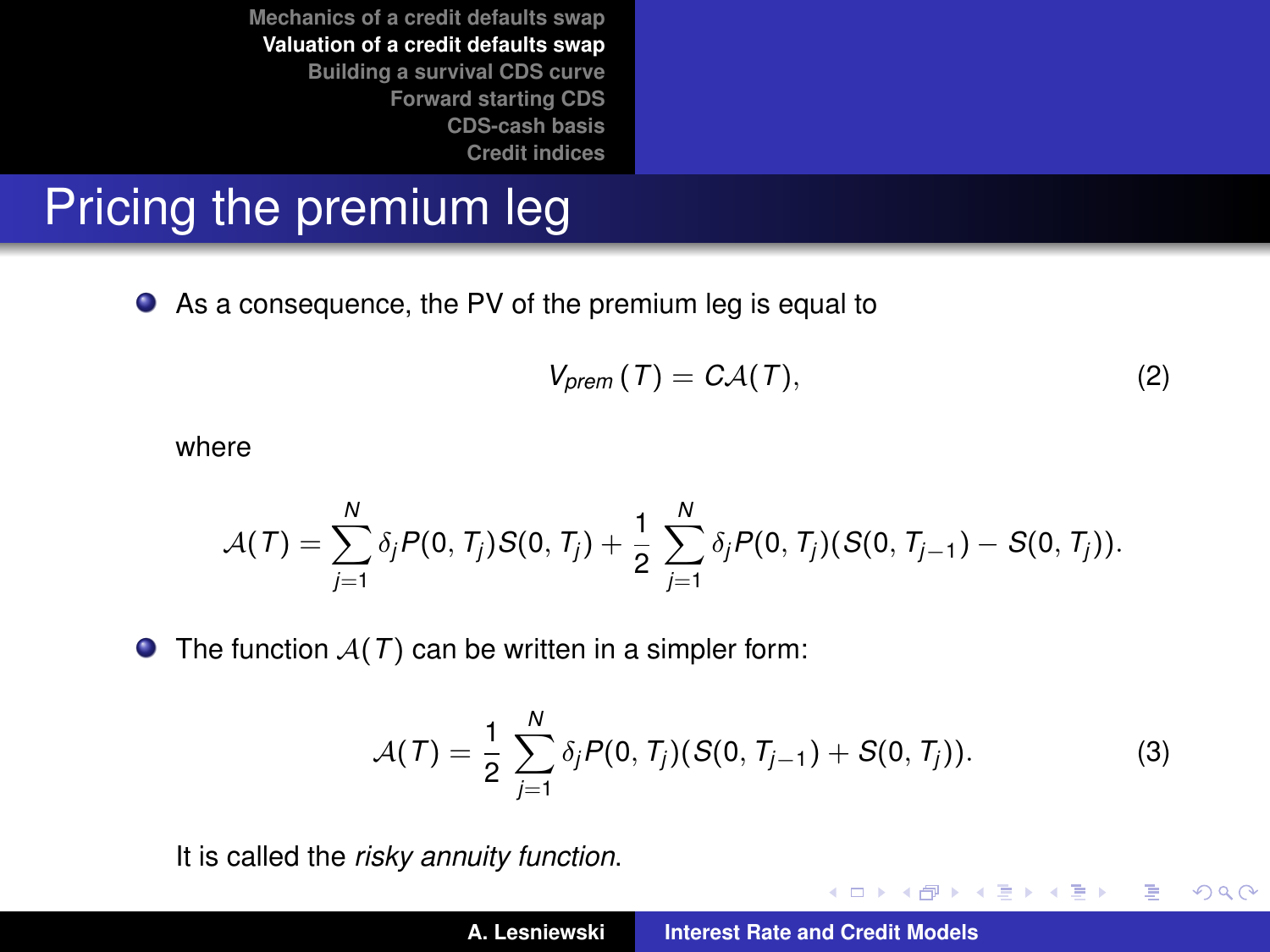# Pricing the premium leg

- As a consequence, the PV of the premium leg is equal to

$$V_{prem}(T) = C\mathcal{A}(T), \tag{2}$$

where

$$\mathcal{A}(T) = \sum_{j=1}^{N} \delta_j P(0, T_j) S(0, T_j) + \frac{1}{2} \sum_{j=1}^{N} \delta_j P(0, T_j)(S(0, T_{j-1}) - S(0, T_j)).$$

- The function $\mathcal{A}(T)$ can be written in a simpler form:

$$\mathcal{A}(T) = \frac{1}{2} \sum_{j=1}^{N} \delta_j P(0, T_j)(S(0, T_{j-1}) + S(0, T_j)). \tag{3}$$

It is called the *risky annuity function*.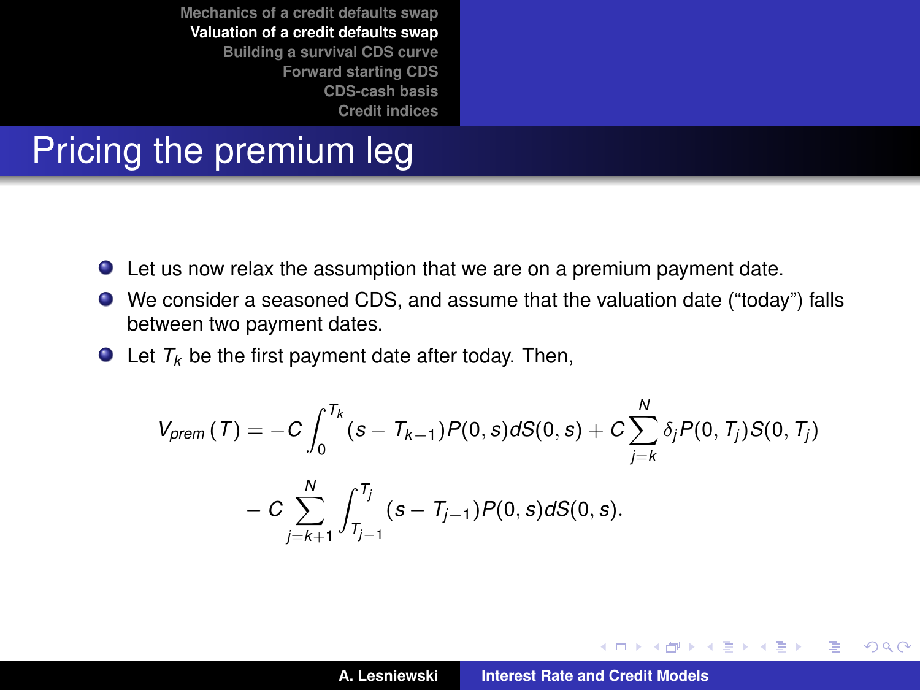# Pricing the premium leg

- Let us now relax the assumption that we are on a premium payment date.
- We consider a seasoned CDS, and assume that the valuation date ("today") falls between two payment dates.
- Let $T_k$ be the first payment date after today. Then,

$$
\begin{aligned}
V_{prem}(T) = & -C \int_0^{T_k} (s - T_{k-1}) P(0, s) dS(0, s) + C \sum_{j=k}^{N} \delta_j P(0, T_j) S(0, T_j) \\
& - C \sum_{j=k+1}^{N} \int_{T_{j-1}}^{T_j} (s - T_{j-1}) P(0, s) dS(0, s).
\end{aligned}
$$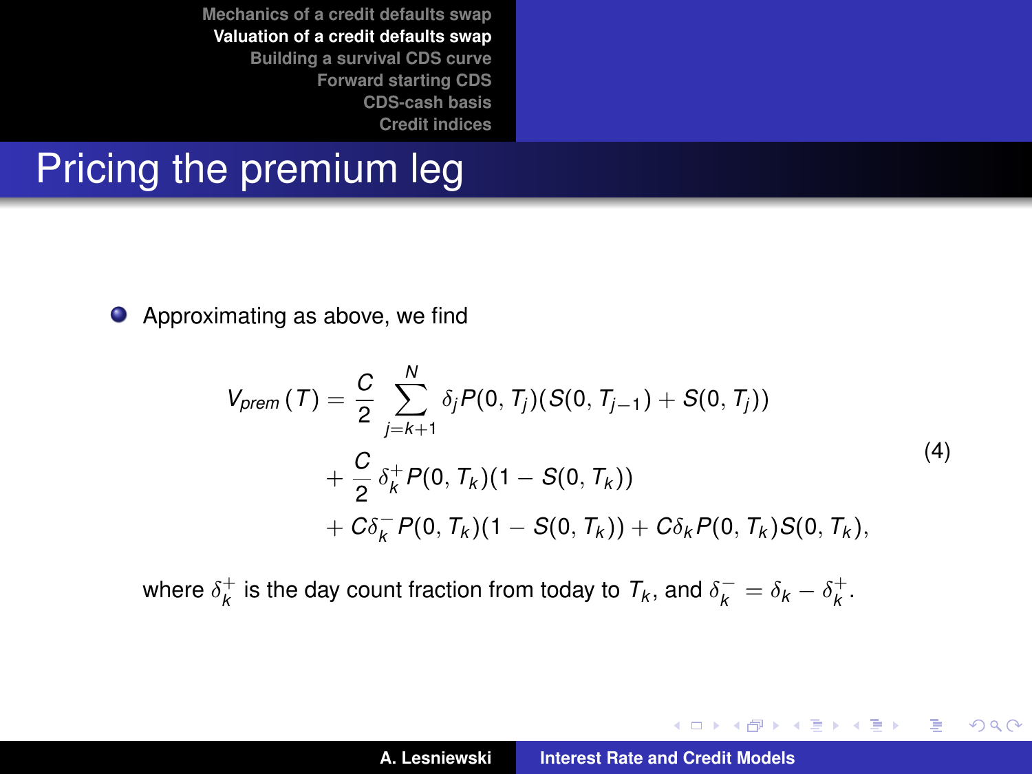# Pricing the premium leg

- Approximating as above, we find

$$
\begin{aligned}
V_{prem}(T) &= \frac{C}{2} \sum_{j=k+1}^{N} \delta_j P(0, T_j)(S(0, T_{j-1}) + S(0, T_j)) \\
&+ \frac{C}{2} \delta_k^{+} P(0, T_k)(1 - S(0, T_k)) \\
&+ C\delta_k^{-} P(0, T_k)(1 - S(0, T_k)) + C\delta_k P(0, T_k) S(0, T_k),
\end{aligned}
\tag{4}
$$

where $\delta_k^{+}$ is the day count fraction from today to $T_k$, and $\delta_k^{-} = \delta_k - \delta_k^{+}$.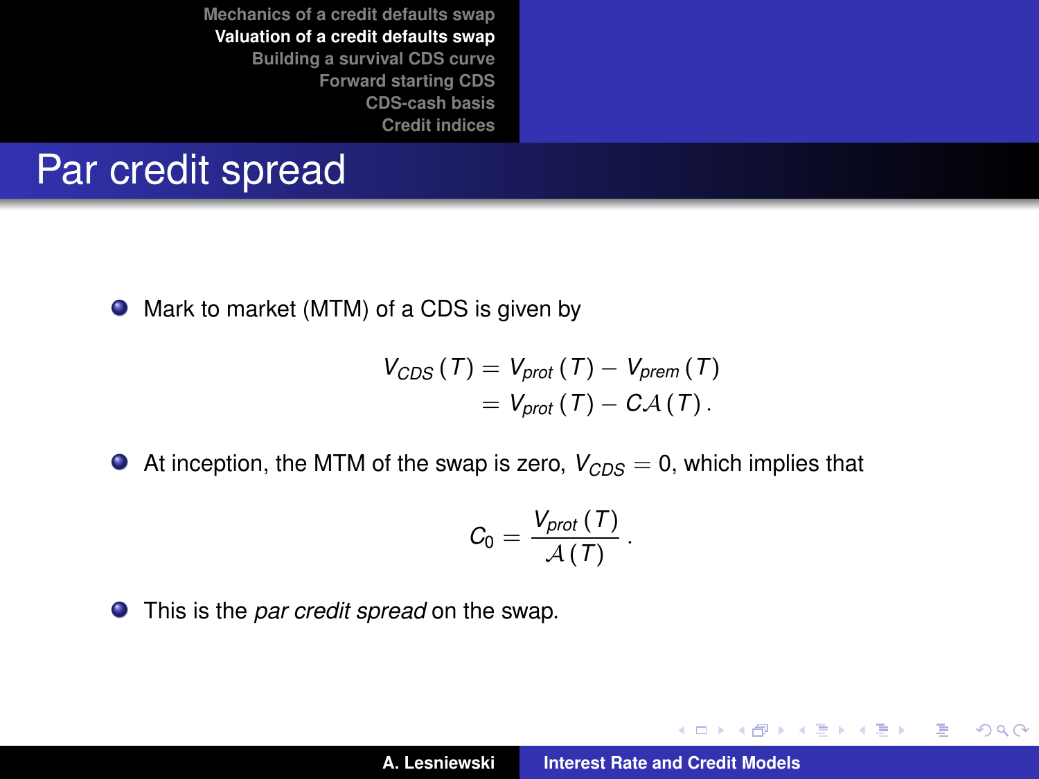# Par credit spread

- Mark to market (MTM) of a CDS is given by

$$
\begin{aligned}
V_{CDS}(T) &= V_{prot}(T) - V_{prem}(T) \\
&= V_{prot}(T) - C\mathcal{A}(T) .
\end{aligned}
$$

- At inception, the MTM of the swap is zero, $V_{CDS} = 0$, which implies that

$$
C_0 = \frac{V_{prot}(T)}{\mathcal{A}(T)} .
$$

- This is the *par credit spread* on the swap.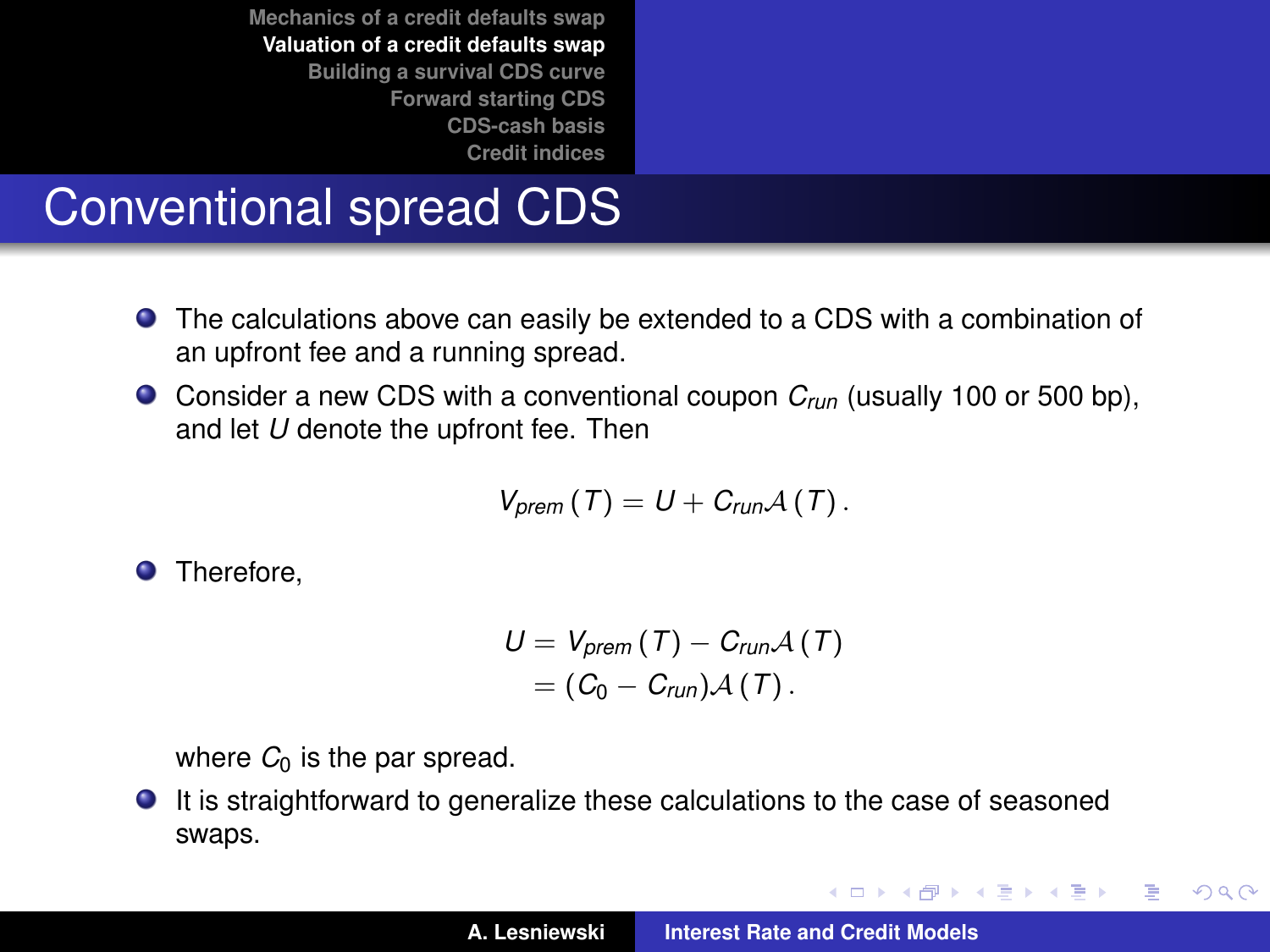# Conventional spread CDS

- The calculations above can easily be extended to a CDS with a combination of an upfront fee and a running spread.
- Consider a new CDS with a conventional coupon $C_{run}$ (usually 100 or 500 bp), and let $U$ denote the upfront fee. Then

$$V_{prem}(T) = U + C_{run}\mathcal{A}(T).$$

- Therefore,

$$\begin{aligned} U &= V_{prem}(T) - C_{run}\mathcal{A}(T) \\ &= (C_0 - C_{run})\mathcal{A}(T). \end{aligned}$$

  where $C_0$ is the par spread.
- It is straightforward to generalize these calculations to the case of seasoned swaps.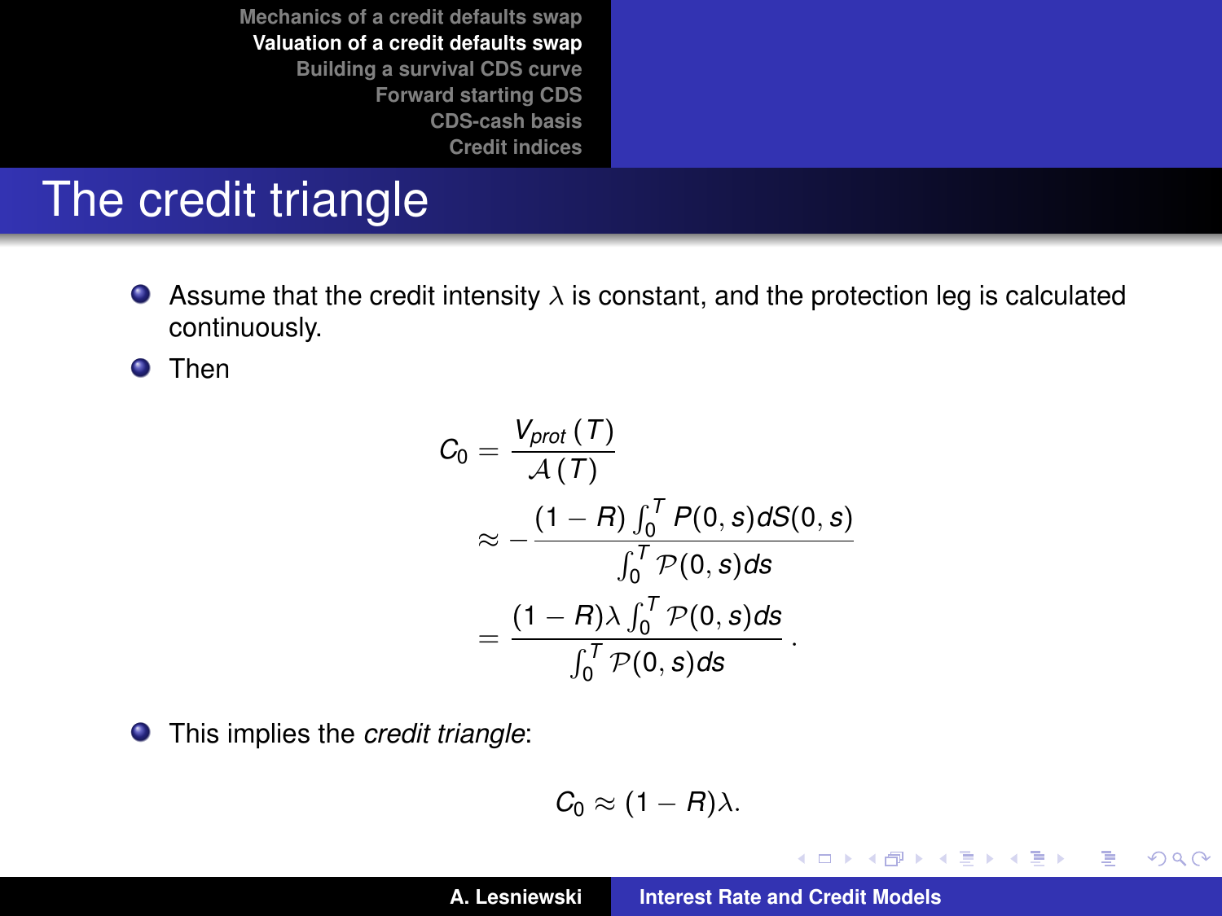# The credit triangle

- Assume that the credit intensity $\lambda$ is constant, and the protection leg is calculated continuously.
- Then

$$
\begin{aligned}
C_0 &= \frac{V_{prot}(T)}{\mathcal{A}(T)} \\
&\approx -\frac{(1-R)\int_0^T P(0,s)dS(0,s)}{\int_0^T \mathcal{P}(0,s)ds} \\
&= \frac{(1-R)\lambda \int_0^T \mathcal{P}(0,s)ds}{\int_0^T \mathcal{P}(0,s)ds}.
\end{aligned}
$$

- This implies the *credit triangle*:

$$
C_0 \approx (1-R)\lambda.
$$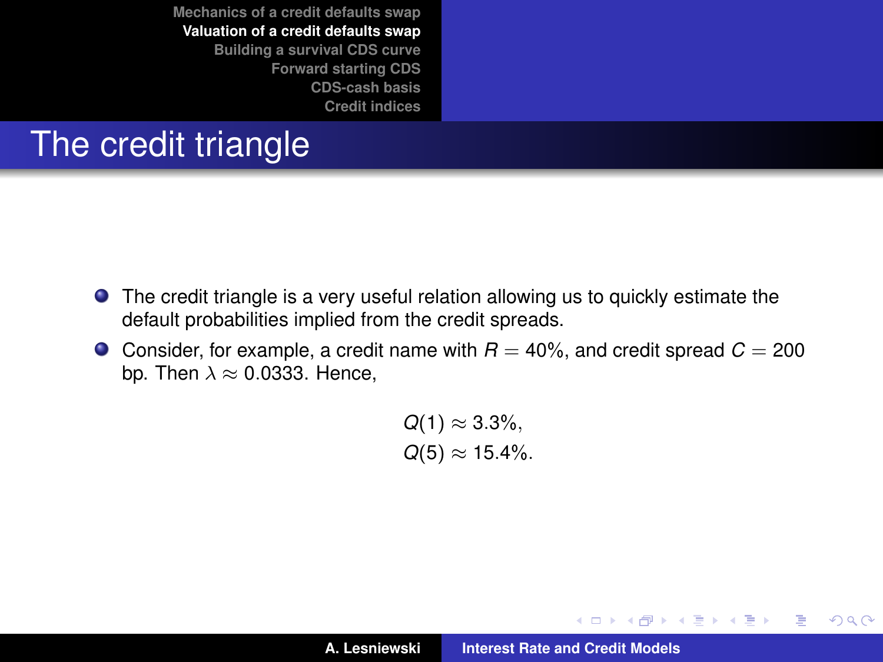# The credit triangle

- The credit triangle is a very useful relation allowing us to quickly estimate the default probabilities implied from the credit spreads.
- Consider, for example, a credit name with $R = 40\%$, and credit spread $C = 200$ bp. Then $\lambda \approx 0.0333$. Hence,

$$
\begin{aligned}
Q(1) &\approx 3.3\%, \\
Q(5) &\approx 15.4\%.
\end{aligned}
$$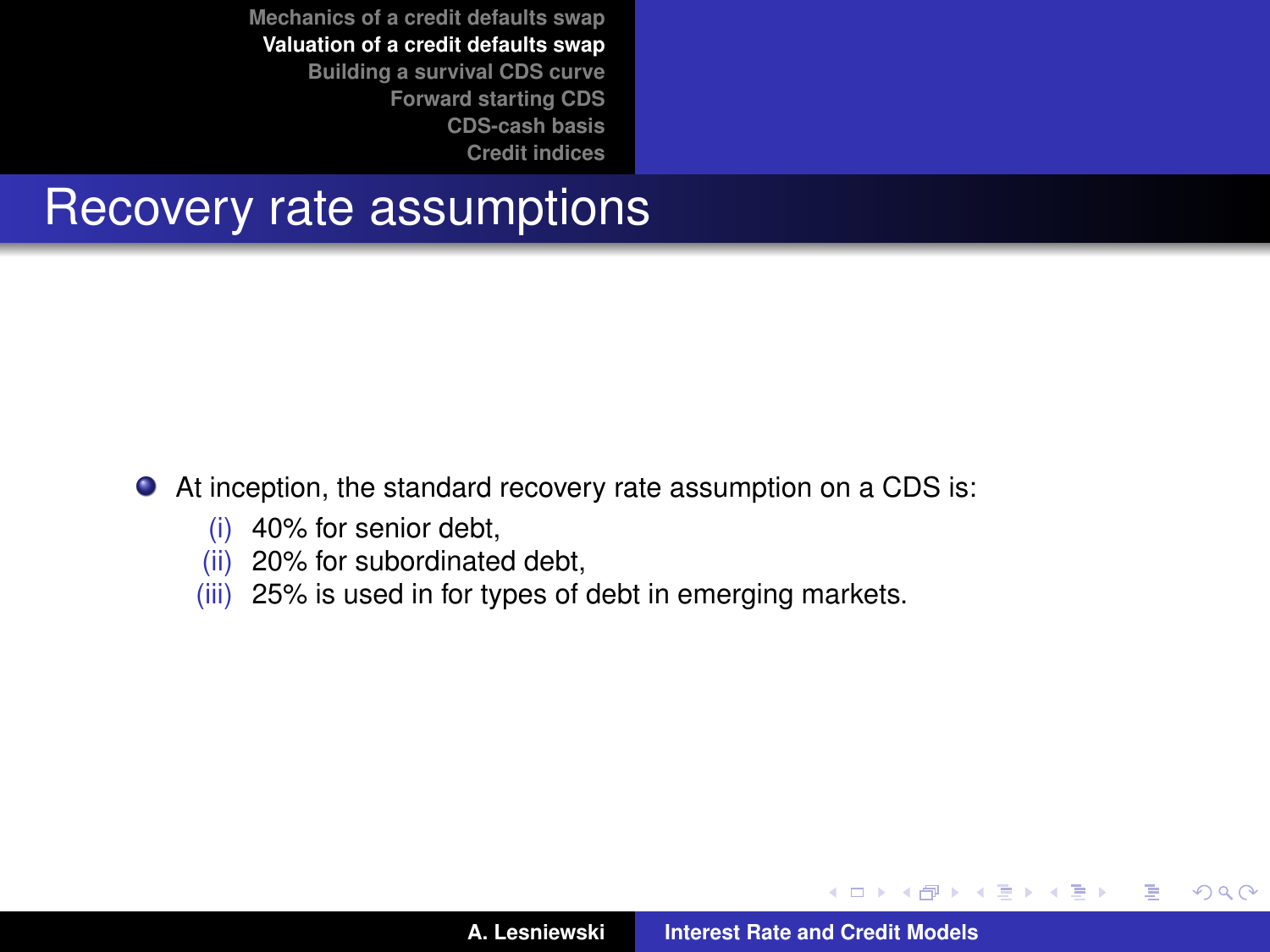# Recovery rate assumptions

- At inception, the standard recovery rate assumption on a CDS is:
  - (i) 40% for senior debt,
  - (ii) 20% for subordinated debt,
  - (iii) 25% is used in for types of debt in emerging markets.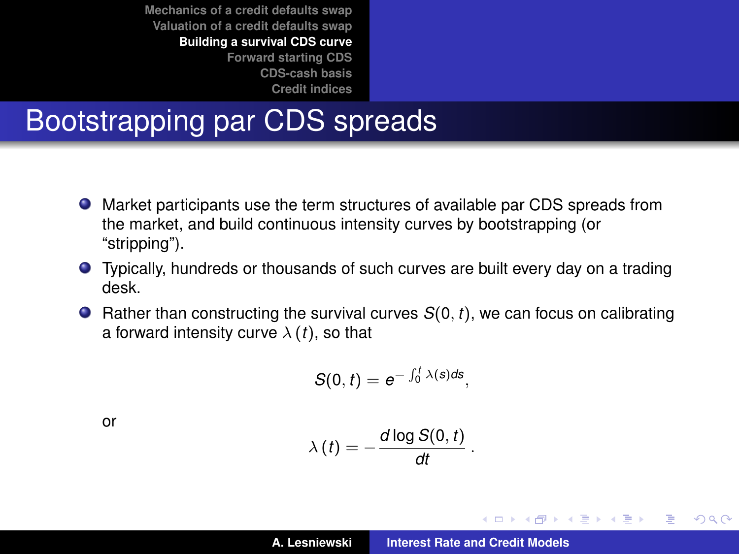# Bootstrapping par CDS spreads

- Market participants use the term structures of available par CDS spreads from the market, and build continuous intensity curves by bootstrapping (or “stripping”).
- Typically, hundreds or thousands of such curves are built every day on a trading desk.
- Rather than constructing the survival curves $S(0, t)$, we can focus on calibrating a forward intensity curve $\lambda(t)$, so that

$$S(0, t) = e^{-\int_0^t \lambda(s) ds},$$

or

$$\lambda(t) = -\frac{d \log S(0, t)}{dt}.$$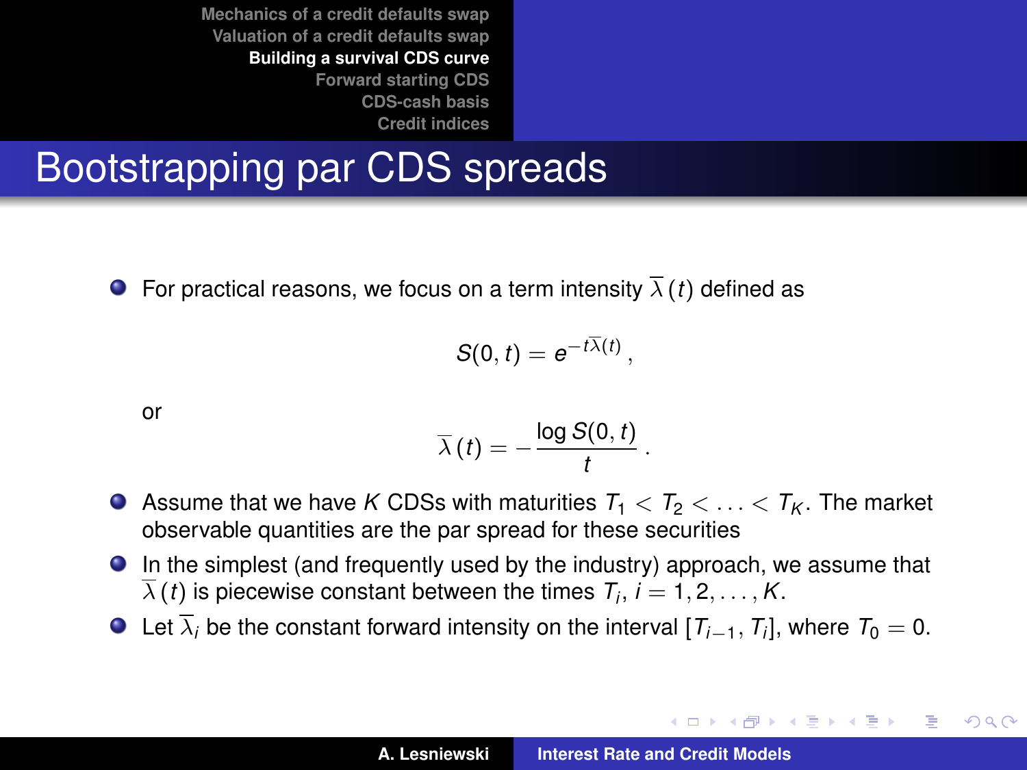# Bootstrapping par CDS spreads

- For practical reasons, we focus on a term intensity $\overline{\lambda}(t)$ defined as

$$S(0,t) = e^{-t\overline{\lambda}(t)},$$

or

$$\overline{\lambda}(t) = -\frac{\log S(0,t)}{t}.$$

- Assume that we have $K$ CDSs with maturities $T_1 < T_2 < \ldots < T_K$. The market observable quantities are the par spread for these securities
- In the simplest (and frequently used by the industry) approach, we assume that $\overline{\lambda}(t)$ is piecewise constant between the times $T_i$, $i = 1, 2, \ldots, K$.
- Let $\overline{\lambda}_i$ be the constant forward intensity on the interval $[T_{i-1}, T_i]$, where $T_0 = 0$.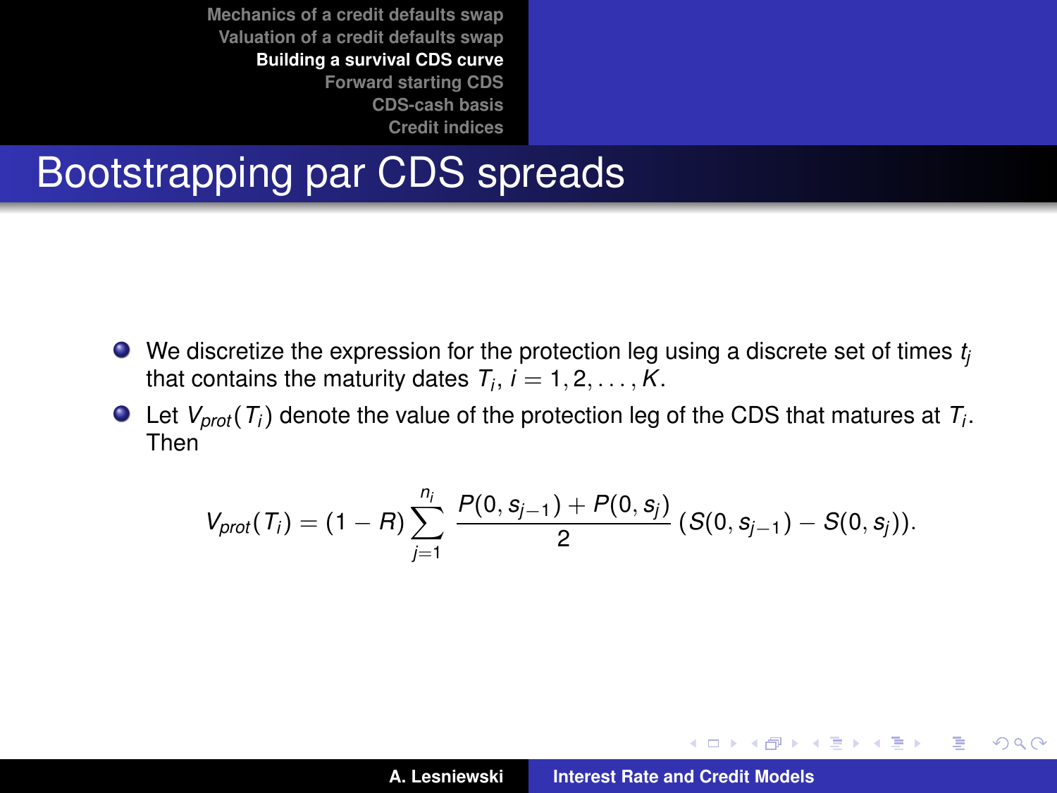# Bootstrapping par CDS spreads

- We discretize the expression for the protection leg using a discrete set of times $t_j$ that contains the maturity dates $T_i$, $i = 1, 2, \ldots, K$.
- Let $V_{prot}(T_i)$ denote the value of the protection leg of the CDS that matures at $T_i$. Then

$$V_{prot}(T_i) = (1 - R) \sum_{j=1}^{n_i} \frac{P(0, s_{j-1}) + P(0, s_j)}{2} \left(S(0, s_{j-1}) - S(0, s_j)\right).$$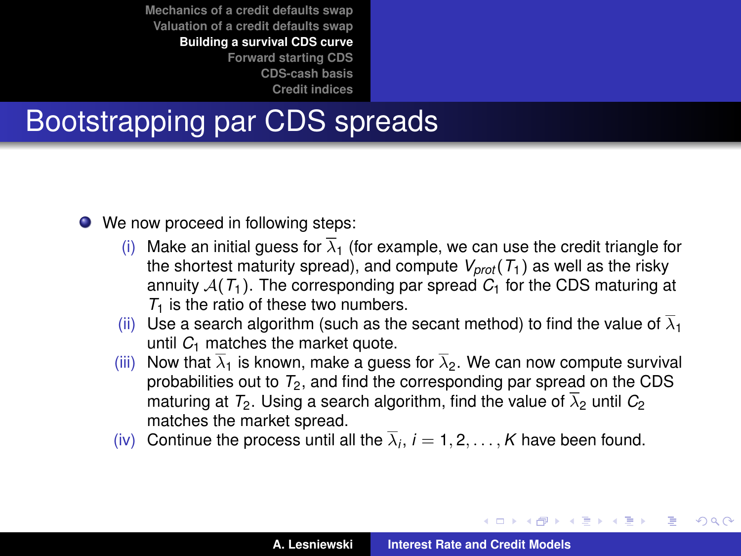# Bootstrapping par CDS spreads

- We now proceed in following steps:
  - (i) Make an initial guess for $\overline{\lambda}_1$ (for example, we can use the credit triangle for the shortest maturity spread), and compute $V_{prot}(T_1)$ as well as the risky annuity $\mathcal{A}(T_1)$. The corresponding par spread $C_1$ for the CDS maturing at $T_1$ is the ratio of these two numbers.
  - (ii) Use a search algorithm (such as the secant method) to find the value of $\overline{\lambda}_1$ until $C_1$ matches the market quote.
  - (iii) Now that $\overline{\lambda}_1$ is known, make a guess for $\overline{\lambda}_2$. We can now compute survival probabilities out to $T_2$, and find the corresponding par spread on the CDS maturing at $T_2$. Using a search algorithm, find the value of $\overline{\lambda}_2$ until $C_2$ matches the market spread.
  - (iv) Continue the process until all the $\overline{\lambda}_i$, $i = 1, 2, \ldots, K$ have been found.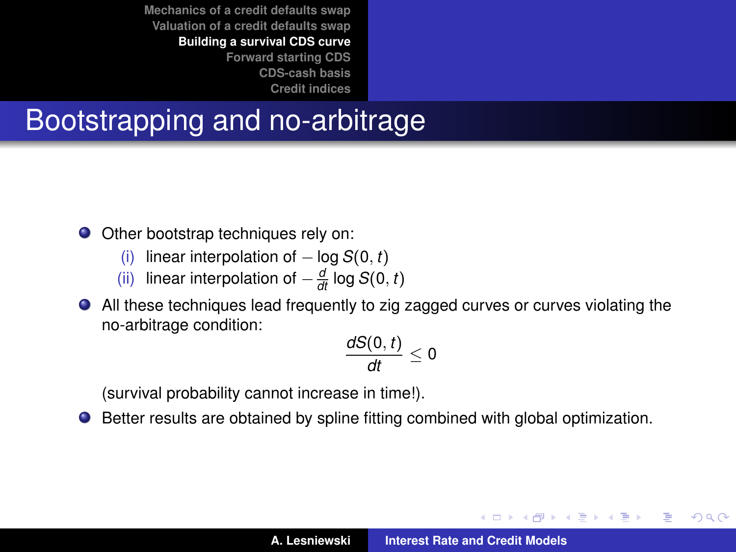# Bootstrapping and no-arbitrage

- Other bootstrap techniques rely on:
  (i) linear interpolation of $-\log S(0, t)$
  (ii) linear interpolation of $-\frac{d}{dt} \log S(0, t)$
- All these techniques lead frequently to zig zagged curves or curves violating the no-arbitrage condition:

$$\frac{dS(0, t)}{dt} \leq 0$$

  (survival probability cannot increase in time!).
- Better results are obtained by spline fitting combined with global optimization.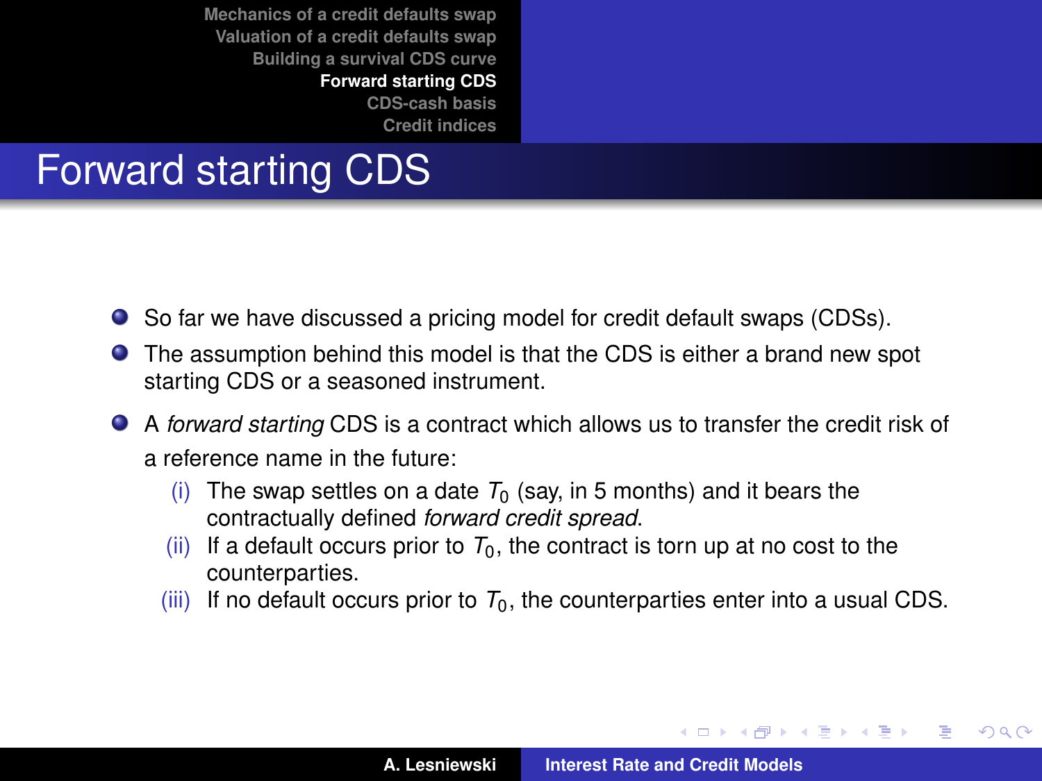# Forward starting CDS

- So far we have discussed a pricing model for credit default swaps (CDSs).
- The assumption behind this model is that the CDS is either a brand new spot starting CDS or a seasoned instrument.
- A *forward starting* CDS is a contract which allows us to transfer the credit risk of a reference name in the future:
  - (i) The swap settles on a date $T_0$ (say, in 5 months) and it bears the contractually defined *forward credit spread*.
  - (ii) If a default occurs prior to $T_0$, the contract is torn up at no cost to the counterparties.
  - (iii) If no default occurs prior to $T_0$, the counterparties enter into a usual CDS.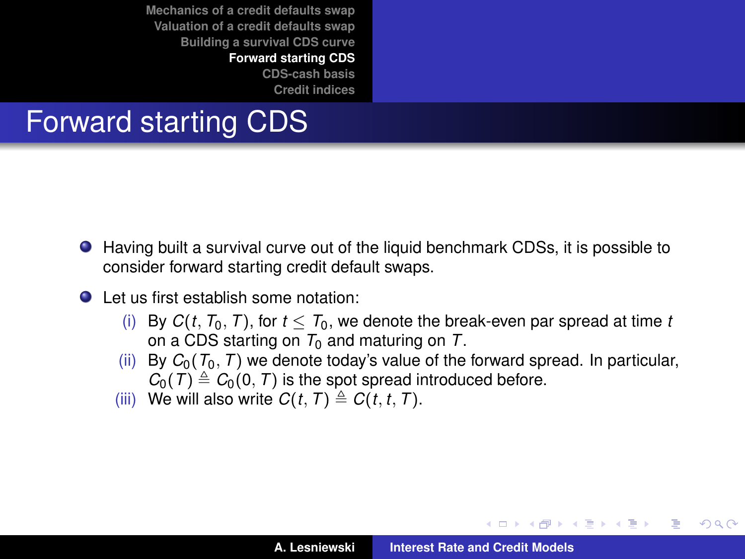# Forward starting CDS

- Having built a survival curve out of the liquid benchmark CDSs, it is possible to consider forward starting credit default swaps.
- Let us first establish some notation:
  - (i) By $C(t, T_0, T)$, for $t \leq T_0$, we denote the break-even par spread at time $t$ on a CDS starting on $T_0$ and maturing on $T$.
  - (ii) By $C_0(T_0, T)$ we denote today's value of the forward spread. In particular, $C_0(T) \triangleq C_0(0, T)$ is the spot spread introduced before.
  - (iii) We will also write $C(t, T) \triangleq C(t, t, T)$.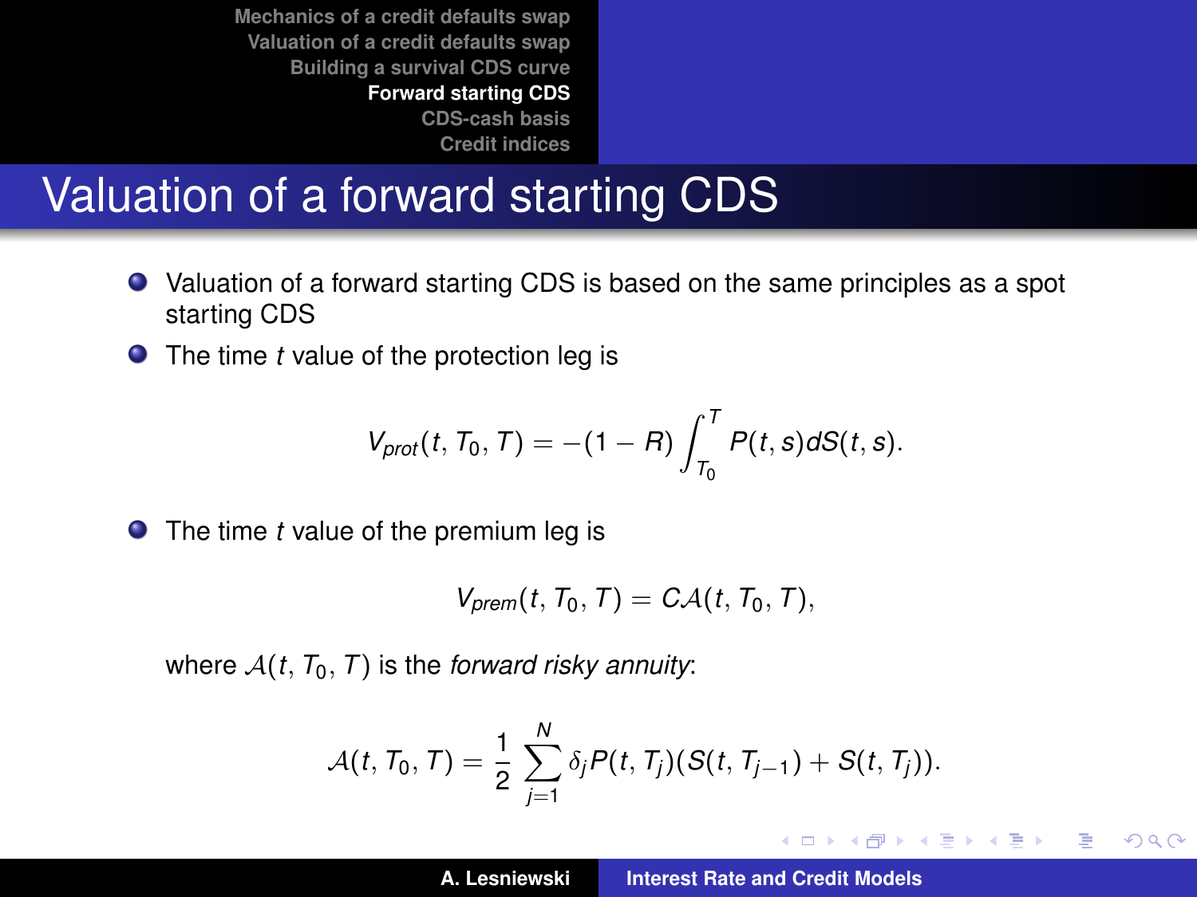# Valuation of a forward starting CDS

- Valuation of a forward starting CDS is based on the same principles as a spot starting CDS
- The time $t$ value of the protection leg is

$$V_{prot}(t, T_0, T) = -(1 - R) \int_{T_0}^{T} P(t, s) dS(t, s).$$

- The time $t$ value of the premium leg is

$$V_{prem}(t, T_0, T) = C\mathcal{A}(t, T_0, T),$$

where $\mathcal{A}(t, T_0, T)$ is the *forward risky annuity*:

$$\mathcal{A}(t, T_0, T) = \frac{1}{2} \sum_{j=1}^{N} \delta_j P(t, T_j)(S(t, T_{j-1}) + S(t, T_j)).$$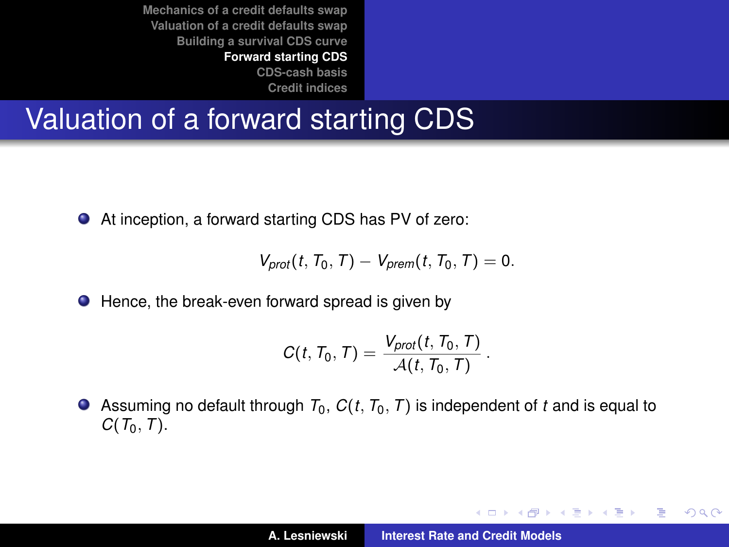# Valuation of a forward starting CDS

- At inception, a forward starting CDS has PV of zero:

$$V_{prot}(t, T_0, T) - V_{prem}(t, T_0, T) = 0.$$

- Hence, the break-even forward spread is given by

$$C(t, T_0, T) = \frac{V_{prot}(t, T_0, T)}{\mathcal{A}(t, T_0, T)}.$$

- Assuming no default through $T_0$, $C(t, T_0, T)$ is independent of $t$ and is equal to $C(T_0, T)$.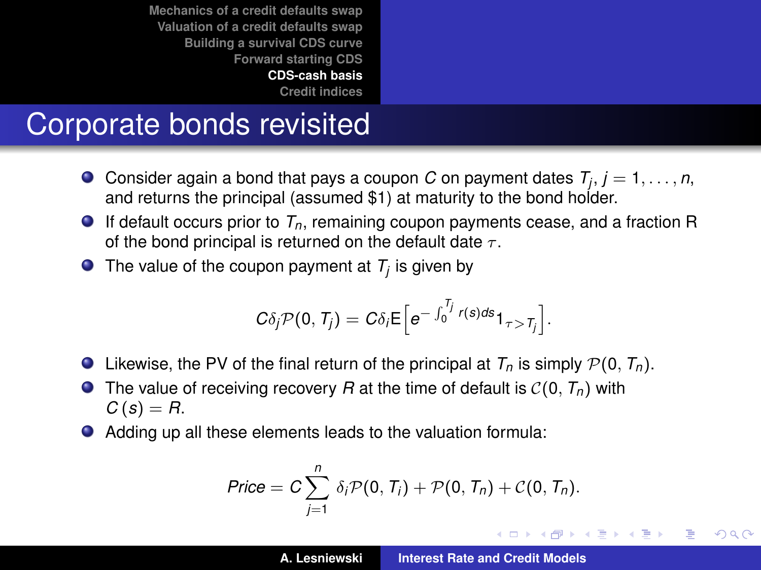# Corporate bonds revisited

- Consider again a bond that pays a coupon $C$ on payment dates $T_j$, $j = 1, \ldots, n$, and returns the principal (assumed \$1) at maturity to the bond holder.
- If default occurs prior to $T_n$, remaining coupon payments cease, and a fraction R of the bond principal is returned on the default date $\tau$.
- The value of the coupon payment at $T_j$ is given by

$$C\delta_j \mathcal{P}(0, T_j) = C\delta_i \mathsf{E}\Big[e^{-\int_0^{T_j} r(s)ds} 1_{\tau > T_j}\Big].$$

- Likewise, the PV of the final return of the principal at $T_n$ is simply $\mathcal{P}(0, T_n)$.
- The value of receiving recovery $R$ at the time of default is $\mathcal{C}(0, T_n)$ with $C(s) = R$.
- Adding up all these elements leads to the valuation formula:

$$Price = C \sum_{j=1}^{n} \delta_i \mathcal{P}(0, T_i) + \mathcal{P}(0, T_n) + \mathcal{C}(0, T_n).$$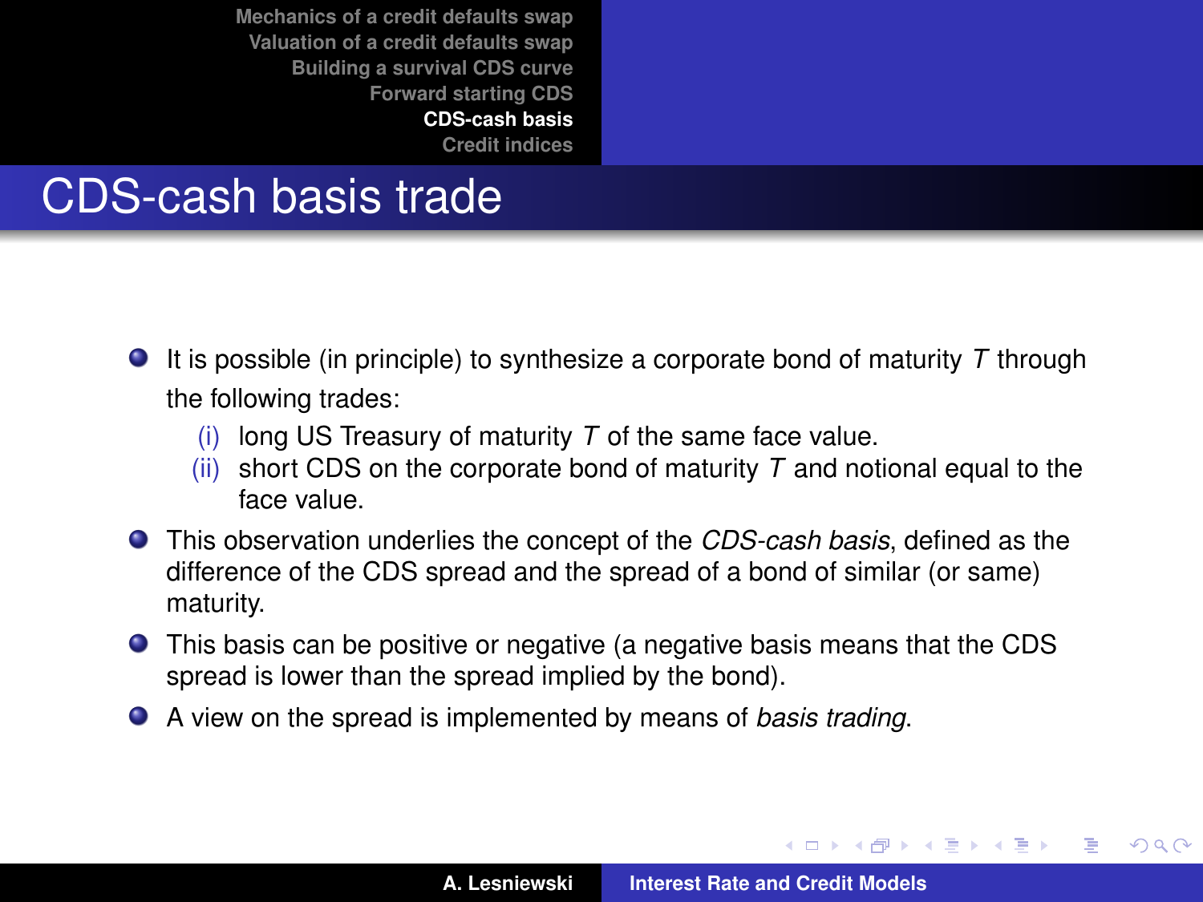# CDS-cash basis trade

- It is possible (in principle) to synthesize a corporate bond of maturity $T$ through the following trades:
  - (i) long US Treasury of maturity $T$ of the same face value.
  - (ii) short CDS on the corporate bond of maturity $T$ and notional equal to the face value.
- This observation underlies the concept of the *CDS-cash basis*, defined as the difference of the CDS spread and the spread of a bond of similar (or same) maturity.
- This basis can be positive or negative (a negative basis means that the CDS spread is lower than the spread implied by the bond).
- A view on the spread is implemented by means of *basis trading*.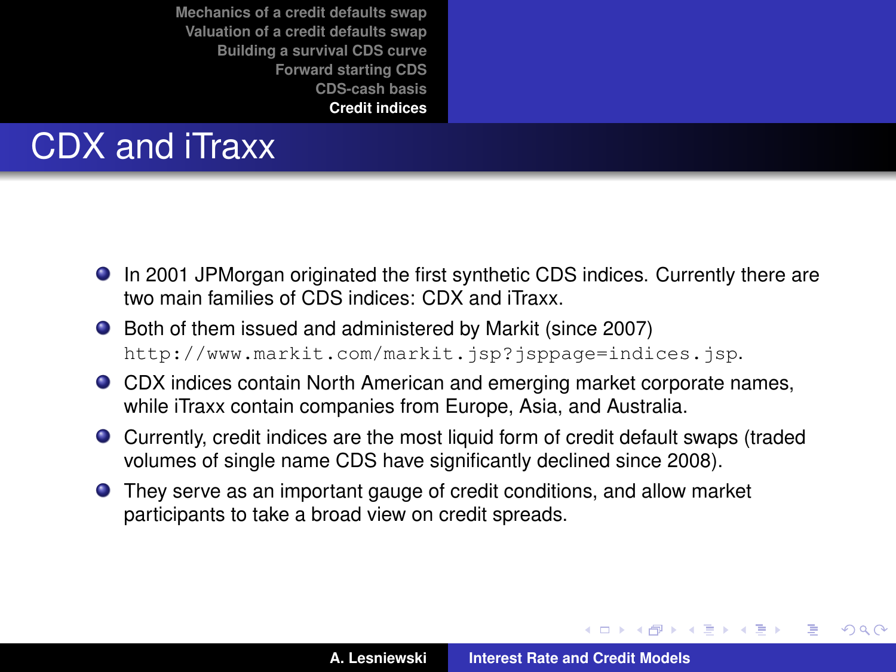# CDX and iTraxx

- In 2001 JPMorgan originated the first synthetic CDS indices. Currently there are two main families of CDS indices: CDX and iTraxx.
- Both of them issued and administered by Markit (since 2007) `http://www.markit.com/markit.jsp?jsppage=indices.jsp`.
- CDX indices contain North American and emerging market corporate names, while iTraxx contain companies from Europe, Asia, and Australia.
- Currently, credit indices are the most liquid form of credit default swaps (traded volumes of single name CDS have significantly declined since 2008).
- They serve as an important gauge of credit conditions, and allow market participants to take a broad view on credit spreads.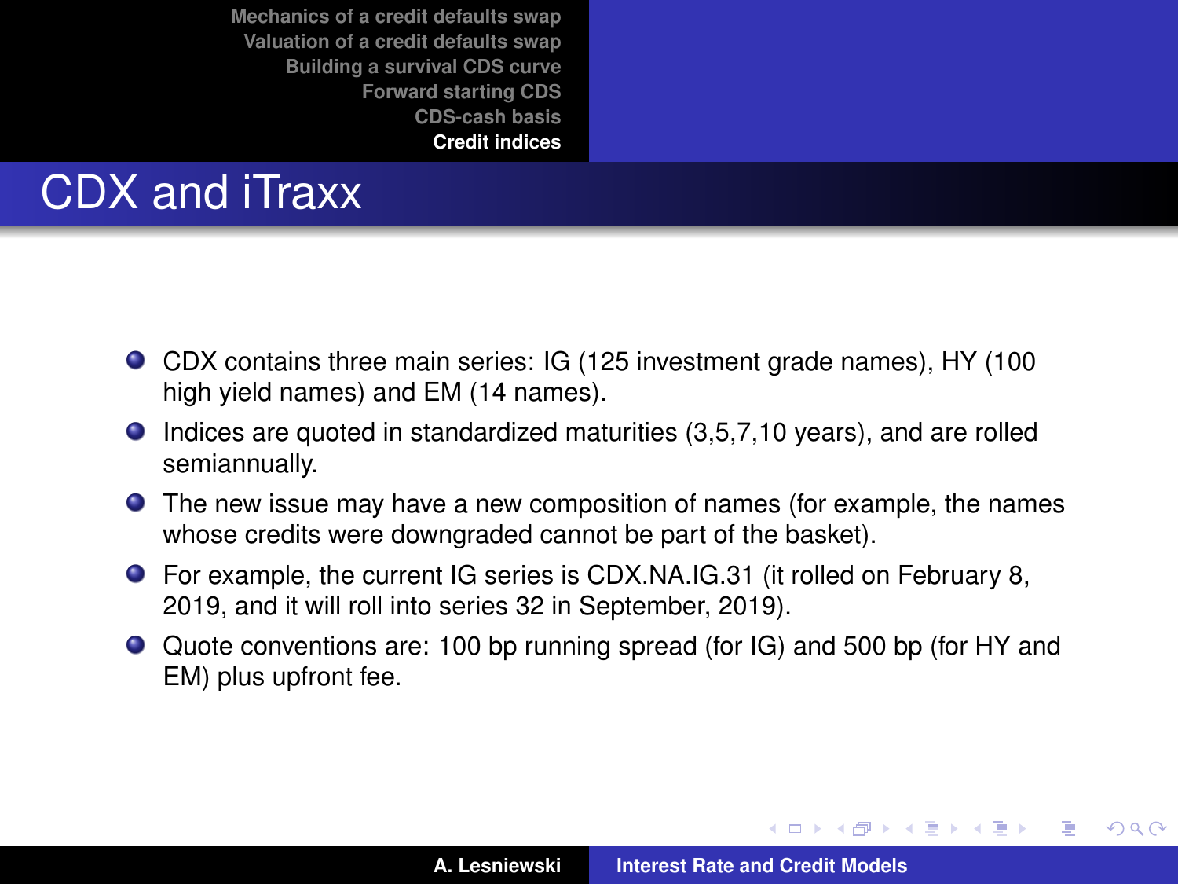# CDX and iTraxx

- CDX contains three main series: IG (125 investment grade names), HY (100 high yield names) and EM (14 names).
- Indices are quoted in standardized maturities (3,5,7,10 years), and are rolled semiannually.
- The new issue may have a new composition of names (for example, the names whose credits were downgraded cannot be part of the basket).
- For example, the current IG series is CDX.NA.IG.31 (it rolled on February 8, 2019, and it will roll into series 32 in September, 2019).
- Quote conventions are: 100 bp running spread (for IG) and 500 bp (for HY and EM) plus upfront fee.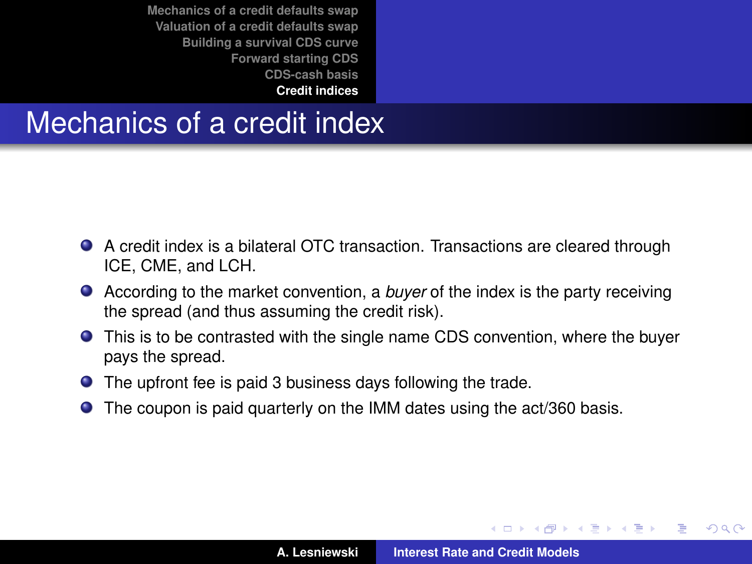# Mechanics of a credit index

- A credit index is a bilateral OTC transaction. Transactions are cleared through ICE, CME, and LCH.
- According to the market convention, a *buyer* of the index is the party receiving the spread (and thus assuming the credit risk).
- This is to be contrasted with the single name CDS convention, where the buyer pays the spread.
- The upfront fee is paid 3 business days following the trade.
- The coupon is paid quarterly on the IMM dates using the act/360 basis.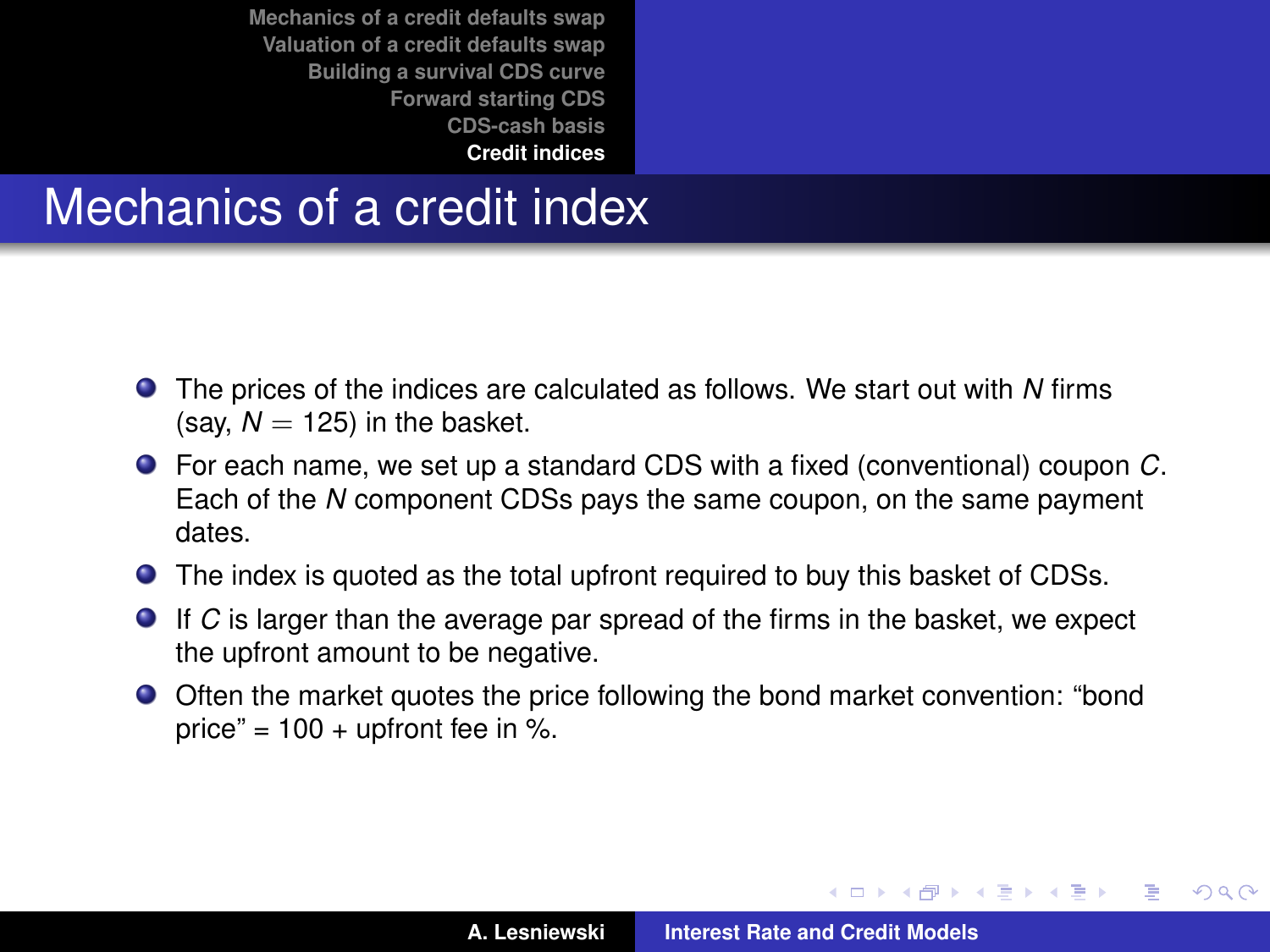# Mechanics of a credit index

- The prices of the indices are calculated as follows. We start out with $N$ firms (say, $N = 125$) in the basket.
- For each name, we set up a standard CDS with a fixed (conventional) coupon $C$. Each of the $N$ component CDSs pays the same coupon, on the same payment dates.
- The index is quoted as the total upfront required to buy this basket of CDSs.
- If $C$ is larger than the average par spread of the firms in the basket, we expect the upfront amount to be negative.
- Often the market quotes the price following the bond market convention: "bond price" = 100 + upfront fee in %.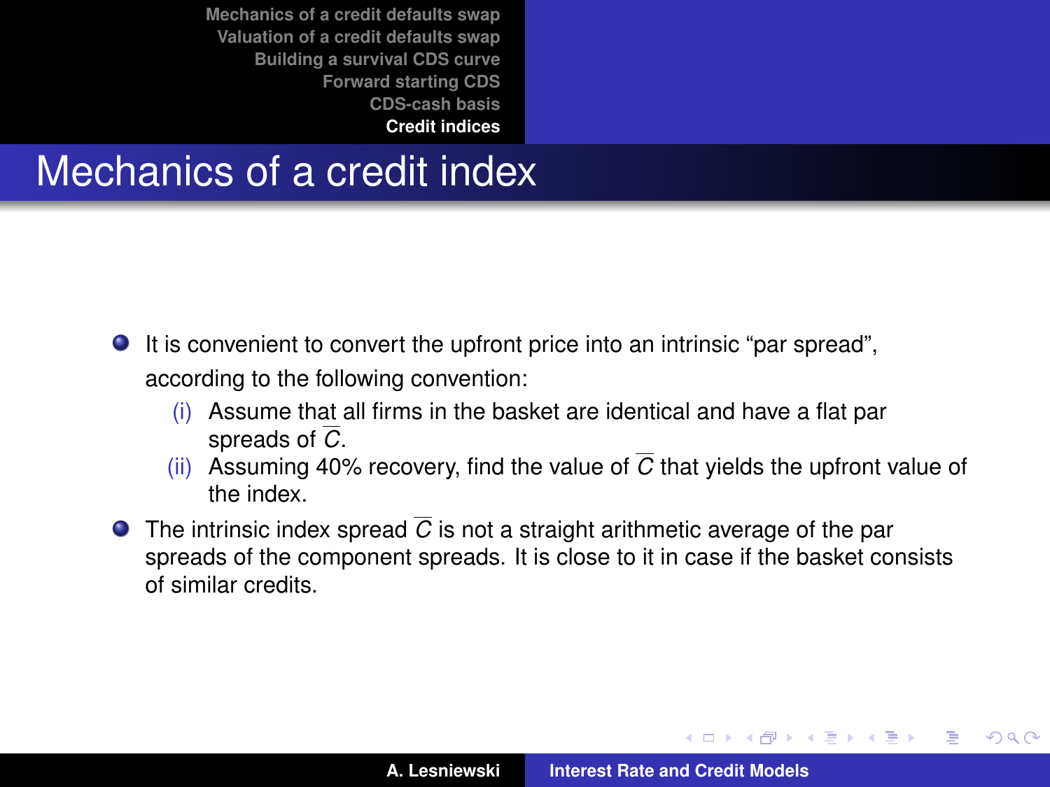## Mechanics of a credit index

- It is convenient to convert the upfront price into an intrinsic "par spread", according to the following convention:
  - (i) Assume that all firms in the basket are identical and have a flat par spreads of $\overline{C}$.
  - (ii) Assuming 40% recovery, find the value of $\overline{C}$ that yields the upfront value of the index.
- The intrinsic index spread $\overline{C}$ is not a straight arithmetic average of the par spreads of the component spreads. It is close to it in case if the basket consists of similar credits.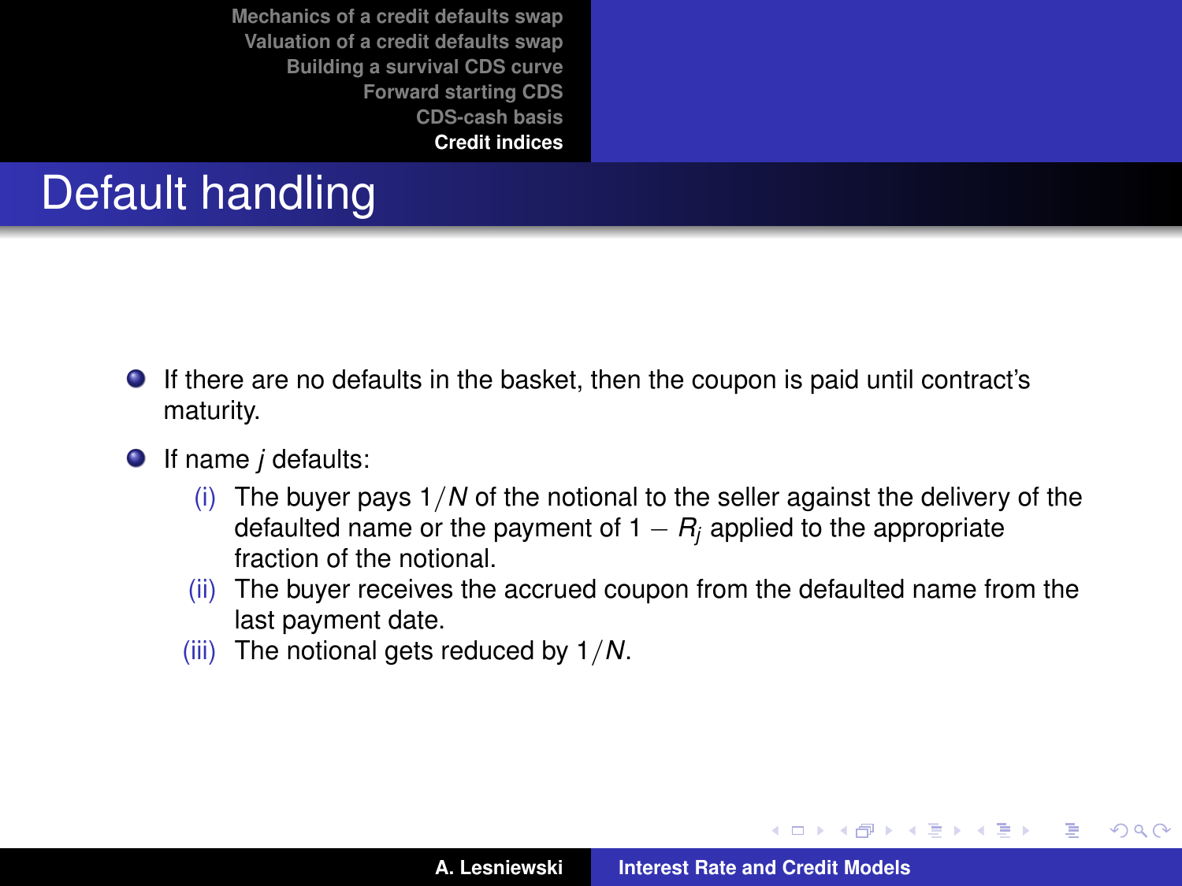# Default handling

- If there are no defaults in the basket, then the coupon is paid until contract's maturity.
- If name $j$ defaults:
  - (i) The buyer pays $1/N$ of the notional to the seller against the delivery of the defaulted name or the payment of $1 - R_j$ applied to the appropriate fraction of the notional.
  - (ii) The buyer receives the accrued coupon from the defaulted name from the last payment date.
  - (iii) The notional gets reduced by $1/N$.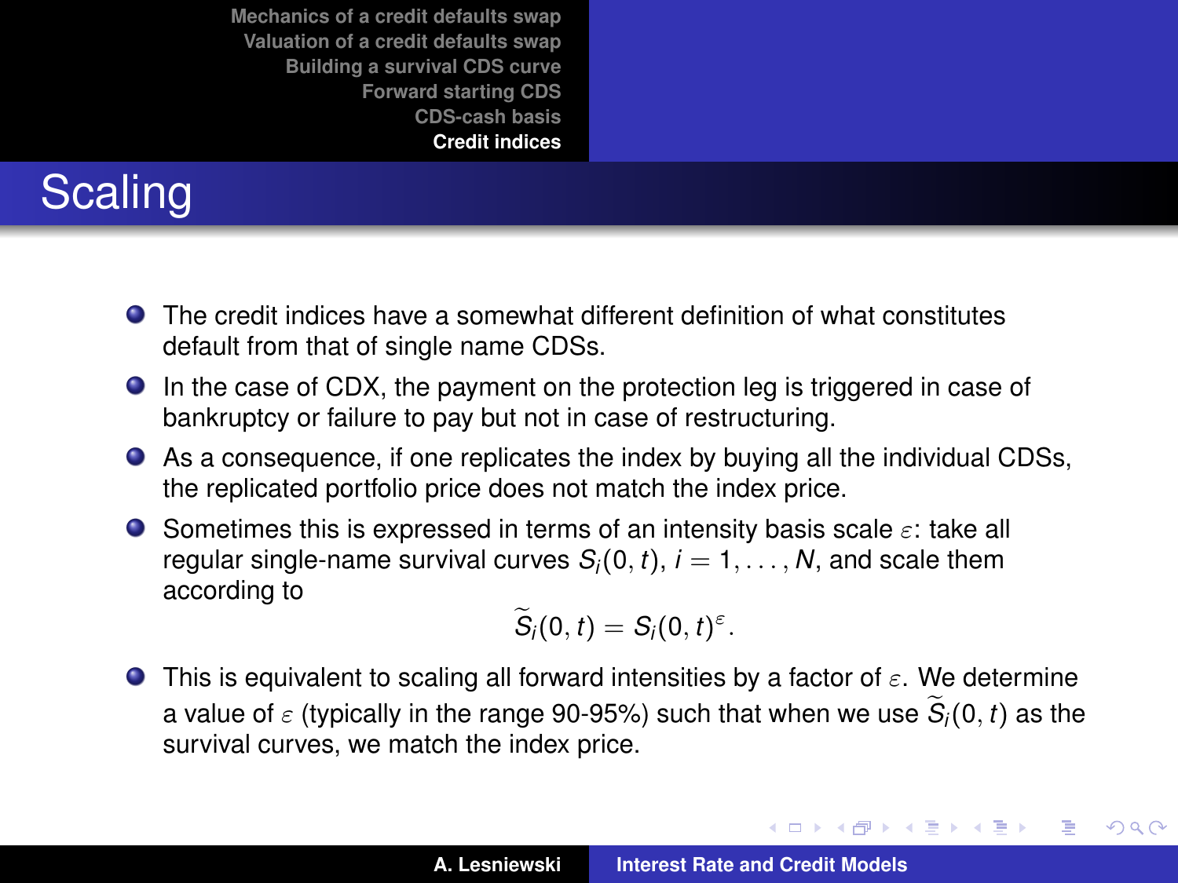# Scaling

- The credit indices have a somewhat different definition of what constitutes default from that of single name CDSs.
- In the case of CDX, the payment on the protection leg is triggered in case of bankruptcy or failure to pay but not in case of restructuring.
- As a consequence, if one replicates the index by buying all the individual CDSs, the replicated portfolio price does not match the index price.
- Sometimes this is expressed in terms of an intensity basis scale $\varepsilon$: take all regular single-name survival curves $S_i(0, t)$, $i = 1, \ldots, N$, and scale them according to

$$\widetilde{S}_i(0, t) = S_i(0, t)^{\varepsilon}.$$

- This is equivalent to scaling all forward intensities by a factor of $\varepsilon$. We determine a value of $\varepsilon$ (typically in the range 90-95%) such that when we use $\widetilde{S}_i(0, t)$ as the survival curves, we match the index price.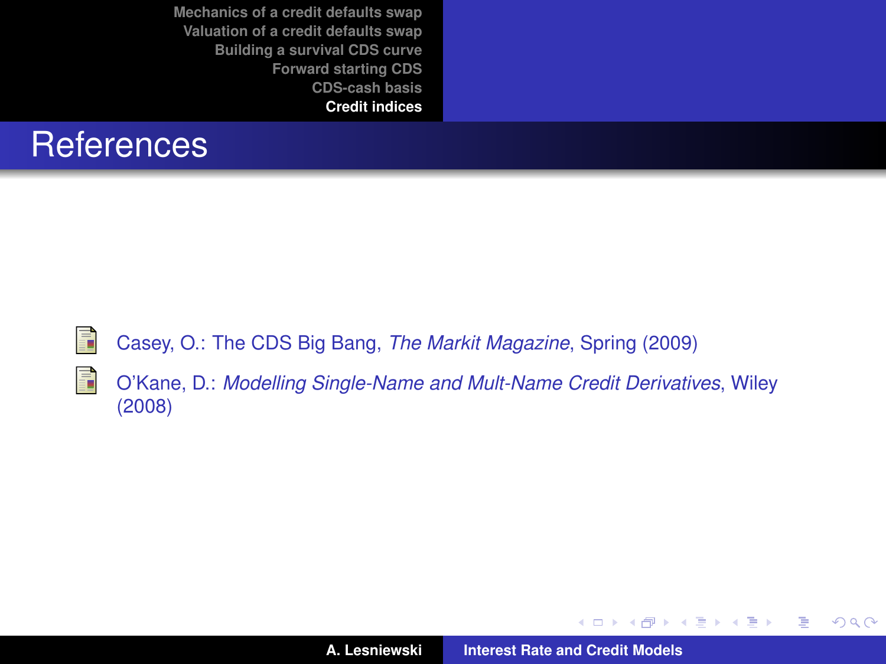# References

- Casey, O.: The CDS Big Bang, *The Markit Magazine*, Spring (2009)
- O'Kane, D.: *Modelling Single-Name and Mult-Name Credit Derivatives*, Wiley (2008)